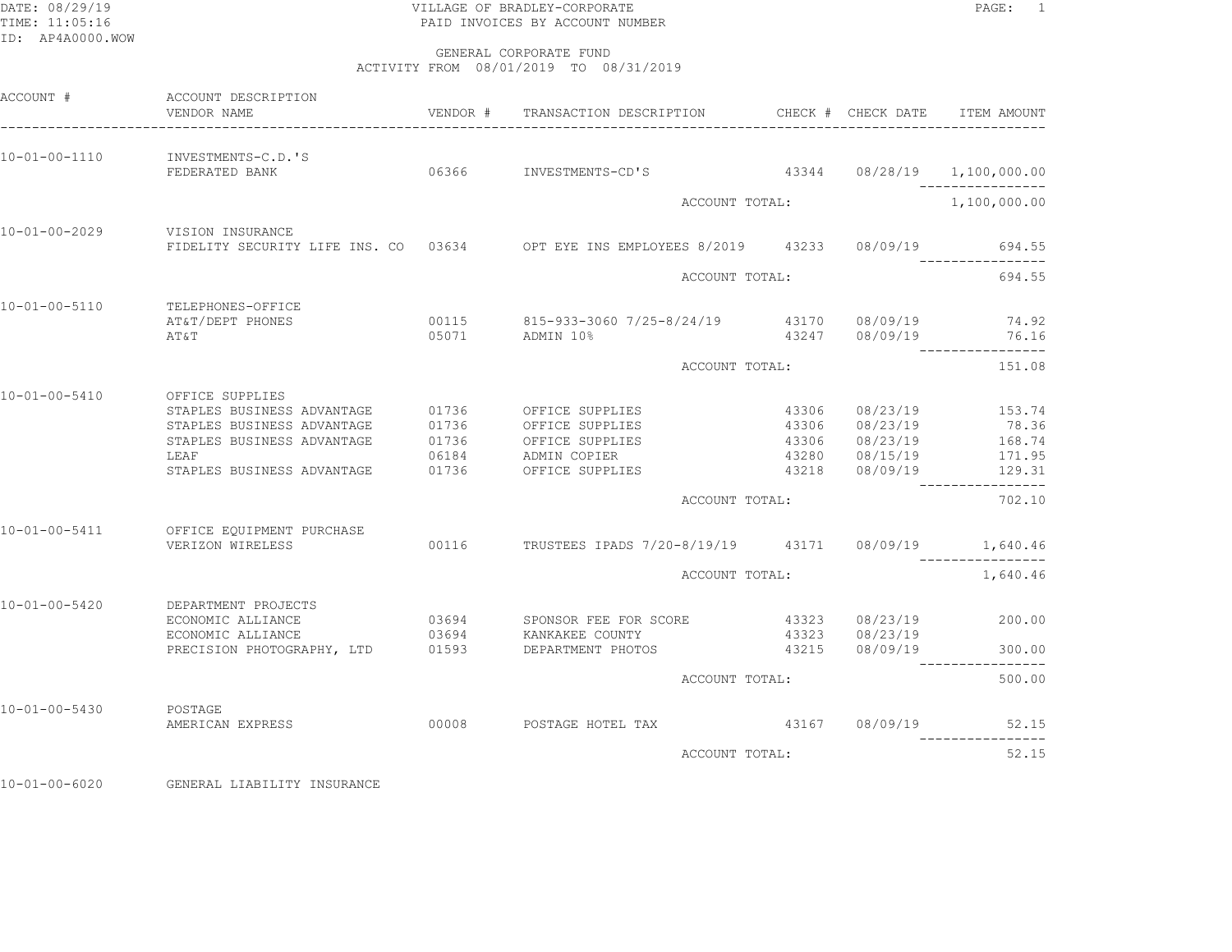DATE: 08/29/19
TIME: 11:05:16
ID: AP4A0000.WOW

# VILLAGE OF BRADLEY-CORPORATE
## PAID INVOICES BY ACCOUNT NUMBER

GENERAL CORPORATE FUND
ACTIVITY FROM 08/01/2019 TO 08/31/2019

| ACCOUNT # | ACCOUNT DESCRIPTION / VENDOR NAME | VENDOR # | TRANSACTION DESCRIPTION | CHECK # | CHECK DATE | ITEM AMOUNT |
|---|---|---|---|---|---|---|
| 10-01-00-1110 | INVESTMENTS-C.D.'S | | | | | |
| | FEDERATED BANK | 06366 | INVESTMENTS-CD'S | 43344 | 08/28/19 | 1,100,000.00 |
| | | | ACCOUNT TOTAL: | | | 1,100,000.00 |
| 10-01-00-2029 | VISION INSURANCE | | | | | |
| | FIDELITY SECURITY LIFE INS. CO | 03634 | OPT EYE INS EMPLOYEES 8/2019 | 43233 | 08/09/19 | 694.55 |
| | | | ACCOUNT TOTAL: | | | 694.55 |
| 10-01-00-5110 | TELEPHONES-OFFICE | | | | | |
| | AT&T/DEPT PHONES | 00115 | 815-933-3060 7/25-8/24/19 | 43170 | 08/09/19 | 74.92 |
| | AT&T | 05071 | ADMIN 10% | 43247 | 08/09/19 | 76.16 |
| | | | ACCOUNT TOTAL: | | | 151.08 |
| 10-01-00-5410 | OFFICE SUPPLIES | | | | | |
| | STAPLES BUSINESS ADVANTAGE | 01736 | OFFICE SUPPLIES | 43306 | 08/23/19 | 153.74 |
| | STAPLES BUSINESS ADVANTAGE | 01736 | OFFICE SUPPLIES | 43306 | 08/23/19 | 78.36 |
| | STAPLES BUSINESS ADVANTAGE | 01736 | OFFICE SUPPLIES | 43306 | 08/23/19 | 168.74 |
| | LEAF | 06184 | ADMIN COPIER | 43280 | 08/15/19 | 171.95 |
| | STAPLES BUSINESS ADVANTAGE | 01736 | OFFICE SUPPLIES | 43218 | 08/09/19 | 129.31 |
| | | | ACCOUNT TOTAL: | | | 702.10 |
| 10-01-00-5411 | OFFICE EQUIPMENT PURCHASE | | | | | |
| | VERIZON WIRELESS | 00116 | TRUSTEES IPADS 7/20-8/19/19 | 43171 | 08/09/19 | 1,640.46 |
| | | | ACCOUNT TOTAL: | | | 1,640.46 |
| 10-01-00-5420 | DEPARTMENT PROJECTS | | | | | |
| | ECONOMIC ALLIANCE | 03694 | SPONSOR FEE FOR SCORE | 43323 | 08/23/19 | 200.00 |
| | ECONOMIC ALLIANCE | 03694 | KANKAKEE COUNTY | 43323 | 08/23/19 | |
| | PRECISION PHOTOGRAPHY, LTD | 01593 | DEPARTMENT PHOTOS | 43215 | 08/09/19 | 300.00 |
| | | | ACCOUNT TOTAL: | | | 500.00 |
| 10-01-00-5430 | POSTAGE | | | | | |
| | AMERICAN EXPRESS | 00008 | POSTAGE HOTEL TAX | 43167 | 08/09/19 | 52.15 |
| | | | ACCOUNT TOTAL: | | | 52.15 |
| 10-01-00-6020 | GENERAL LIABILITY INSURANCE | | | | | |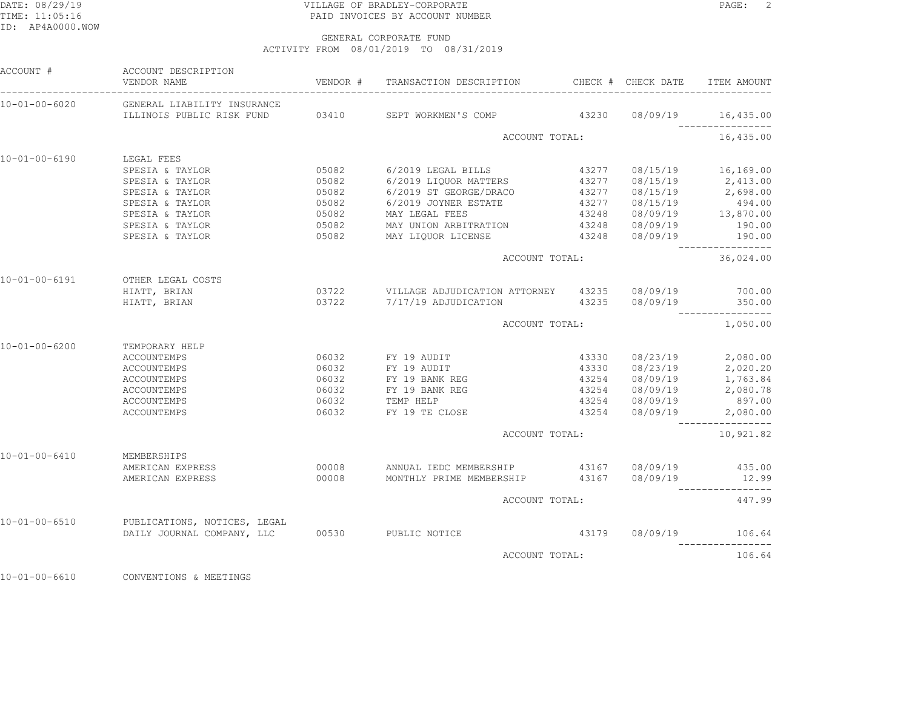DATE: 08/29/19
TIME: 11:05:16
ID: AP4A0000.WOW

# VILLAGE OF BRADLEY-CORPORATE
## PAID INVOICES BY ACCOUNT NUMBER

GENERAL CORPORATE FUND
ACTIVITY FROM 08/01/2019 TO 08/31/2019

| ACCOUNT # | ACCOUNT DESCRIPTION / VENDOR NAME | VENDOR # | TRANSACTION DESCRIPTION | CHECK # | CHECK DATE | ITEM AMOUNT |
|---|---|---|---|---|---|---|
| 10-01-00-6020 | GENERAL LIABILITY INSURANCE | | | | | |
| | ILLINOIS PUBLIC RISK FUND | 03410 | SEPT WORKMEN'S COMP | 43230 | 08/09/19 | 16,435.00 |
| | | | ACCOUNT TOTAL: | | | 16,435.00 |
| 10-01-00-6190 | LEGAL FEES | | | | | |
| | SPESIA & TAYLOR | 05082 | 6/2019 LEGAL BILLS | 43277 | 08/15/19 | 16,169.00 |
| | SPESIA & TAYLOR | 05082 | 6/2019 LIQUOR MATTERS | 43277 | 08/15/19 | 2,413.00 |
| | SPESIA & TAYLOR | 05082 | 6/2019 ST GEORGE/DRACO | 43277 | 08/15/19 | 2,698.00 |
| | SPESIA & TAYLOR | 05082 | 6/2019 JOYNER ESTATE | 43277 | 08/15/19 | 494.00 |
| | SPESIA & TAYLOR | 05082 | MAY LEGAL FEES | 43248 | 08/09/19 | 13,870.00 |
| | SPESIA & TAYLOR | 05082 | MAY UNION ARBITRATION | 43248 | 08/09/19 | 190.00 |
| | SPESIA & TAYLOR | 05082 | MAY LIQUOR LICENSE | 43248 | 08/09/19 | 190.00 |
| | | | ACCOUNT TOTAL: | | | 36,024.00 |
| 10-01-00-6191 | OTHER LEGAL COSTS | | | | | |
| | HIATT, BRIAN | 03722 | VILLAGE ADJUDICATION ATTORNEY | 43235 | 08/09/19 | 700.00 |
| | HIATT, BRIAN | 03722 | 7/17/19 ADJUDICATION | 43235 | 08/09/19 | 350.00 |
| | | | ACCOUNT TOTAL: | | | 1,050.00 |
| 10-01-00-6200 | TEMPORARY HELP | | | | | |
| | ACCOUNTEMPS | 06032 | FY 19 AUDIT | 43330 | 08/23/19 | 2,080.00 |
| | ACCOUNTEMPS | 06032 | FY 19 AUDIT | 43330 | 08/23/19 | 2,020.20 |
| | ACCOUNTEMPS | 06032 | FY 19 BANK REG | 43254 | 08/09/19 | 1,763.84 |
| | ACCOUNTEMPS | 06032 | FY 19 BANK REG | 43254 | 08/09/19 | 2,080.78 |
| | ACCOUNTEMPS | 06032 | TEMP HELP | 43254 | 08/09/19 | 897.00 |
| | ACCOUNTEMPS | 06032 | FY 19 TE CLOSE | 43254 | 08/09/19 | 2,080.00 |
| | | | ACCOUNT TOTAL: | | | 10,921.82 |
| 10-01-00-6410 | MEMBERSHIPS | | | | | |
| | AMERICAN EXPRESS | 00008 | ANNUAL IEDC MEMBERSHIP | 43167 | 08/09/19 | 435.00 |
| | AMERICAN EXPRESS | 00008 | MONTHLY PRIME MEMBERSHIP | 43167 | 08/09/19 | 12.99 |
| | | | ACCOUNT TOTAL: | | | 447.99 |
| 10-01-00-6510 | PUBLICATIONS, NOTICES, LEGAL | | | | | |
| | DAILY JOURNAL COMPANY, LLC | 00530 | PUBLIC NOTICE | 43179 | 08/09/19 | 106.64 |
| | | | ACCOUNT TOTAL: | | | 106.64 |
| 10-01-00-6610 | CONVENTIONS & MEETINGS | | | | | |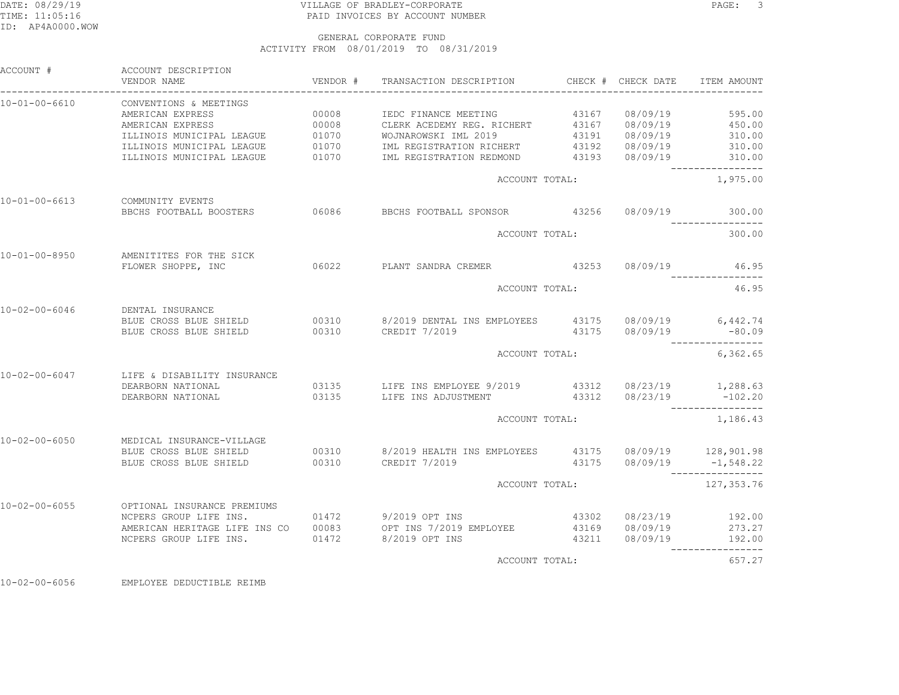VILLAGE OF BRADLEY-CORPORATE
PAID INVOICES BY ACCOUNT NUMBER

GENERAL CORPORATE FUND
ACTIVITY FROM 08/01/2019 TO 08/31/2019

| ACCOUNT # | ACCOUNT DESCRIPTION / VENDOR NAME | VENDOR # | TRANSACTION DESCRIPTION | CHECK # | CHECK DATE | ITEM AMOUNT |
|---|---|---|---|---|---|---|
| 10-01-00-6610 | CONVENTIONS & MEETINGS | | | | | |
| | AMERICAN EXPRESS | 00008 | IEDC FINANCE MEETING | 43167 | 08/09/19 | 595.00 |
| | AMERICAN EXPRESS | 00008 | CLERK ACEDEMY REG. RICHERT | 43167 | 08/09/19 | 450.00 |
| | ILLINOIS MUNICIPAL LEAGUE | 01070 | WOJNAROWSKI IML 2019 | 43191 | 08/09/19 | 310.00 |
| | ILLINOIS MUNICIPAL LEAGUE | 01070 | IML REGISTRATION RICHERT | 43192 | 08/09/19 | 310.00 |
| | ILLINOIS MUNICIPAL LEAGUE | 01070 | IML REGISTRATION REDMOND | 43193 | 08/09/19 | 310.00 |
| | | | ACCOUNT TOTAL: | | | 1,975.00 |
| 10-01-00-6613 | COMMUNITY EVENTS | | | | | |
| | BBCHS FOOTBALL BOOSTERS | 06086 | BBCHS FOOTBALL SPONSOR | 43256 | 08/09/19 | 300.00 |
| | | | ACCOUNT TOTAL: | | | 300.00 |
| 10-01-00-8950 | AMENITITES FOR THE SICK | | | | | |
| | FLOWER SHOPPE, INC | 06022 | PLANT SANDRA CREMER | 43253 | 08/09/19 | 46.95 |
| | | | ACCOUNT TOTAL: | | | 46.95 |
| 10-02-00-6046 | DENTAL INSURANCE | | | | | |
| | BLUE CROSS BLUE SHIELD | 00310 | 8/2019 DENTAL INS EMPLOYEES | 43175 | 08/09/19 | 6,442.74 |
| | BLUE CROSS BLUE SHIELD | 00310 | CREDIT 7/2019 | 43175 | 08/09/19 | -80.09 |
| | | | ACCOUNT TOTAL: | | | 6,362.65 |
| 10-02-00-6047 | LIFE & DISABILITY INSURANCE | | | | | |
| | DEARBORN NATIONAL | 03135 | LIFE INS EMPLOYEE 9/2019 | 43312 | 08/23/19 | 1,288.63 |
| | DEARBORN NATIONAL | 03135 | LIFE INS ADJUSTMENT | 43312 | 08/23/19 | -102.20 |
| | | | ACCOUNT TOTAL: | | | 1,186.43 |
| 10-02-00-6050 | MEDICAL INSURANCE-VILLAGE | | | | | |
| | BLUE CROSS BLUE SHIELD | 00310 | 8/2019 HEALTH INS EMPLOYEES | 43175 | 08/09/19 | 128,901.98 |
| | BLUE CROSS BLUE SHIELD | 00310 | CREDIT 7/2019 | 43175 | 08/09/19 | -1,548.22 |
| | | | ACCOUNT TOTAL: | | | 127,353.76 |
| 10-02-00-6055 | OPTIONAL INSURANCE PREMIUMS | | | | | |
| | NCPERS GROUP LIFE INS. | 01472 | 9/2019 OPT INS | 43302 | 08/23/19 | 192.00 |
| | AMERICAN HERITAGE LIFE INS CO | 00083 | OPT INS 7/2019 EMPLOYEE | 43169 | 08/09/19 | 273.27 |
| | NCPERS GROUP LIFE INS. | 01472 | 8/2019 OPT INS | 43211 | 08/09/19 | 192.00 |
| | | | ACCOUNT TOTAL: | | | 657.27 |
| 10-02-00-6056 | EMPLOYEE DEDUCTIBLE REIMB | | | | | |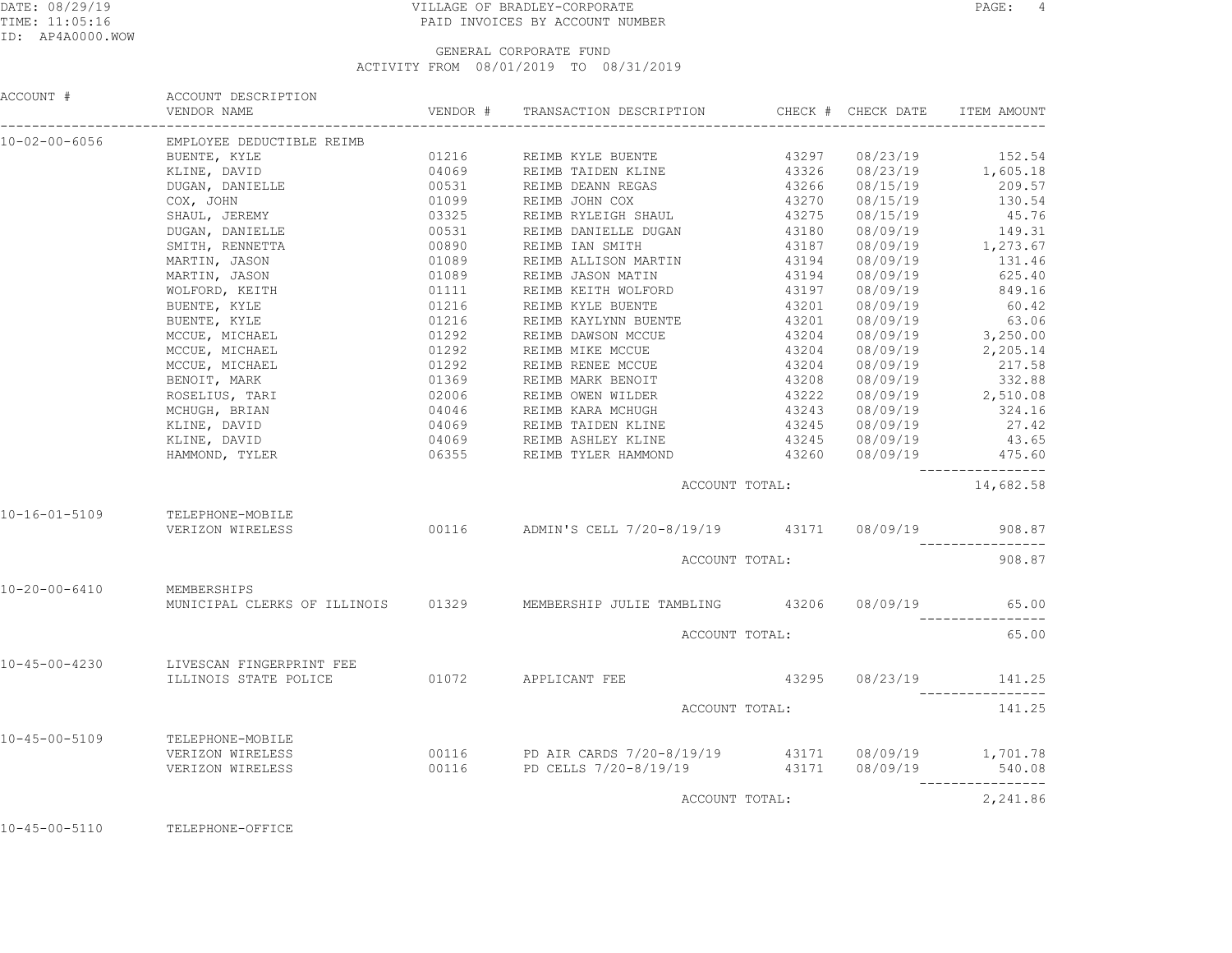VILLAGE OF BRADLEY-CORPORATE
PAID INVOICES BY ACCOUNT NUMBER

GENERAL CORPORATE FUND
ACTIVITY FROM 08/01/2019 TO 08/31/2019

| ACCOUNT # | ACCOUNT DESCRIPTION / VENDOR NAME | VENDOR # | TRANSACTION DESCRIPTION | CHECK # | CHECK DATE | ITEM AMOUNT |
|---|---|---|---|---|---|---|
| 10-02-00-6056 | EMPLOYEE DEDUCTIBLE REIMB | | | | | |
| | BUENTE, KYLE | 01216 | REIMB KYLE BUENTE | 43297 | 08/23/19 | 152.54 |
| | KLINE, DAVID | 04069 | REIMB TAIDEN KLINE | 43326 | 08/23/19 | 1,605.18 |
| | DUGAN, DANIELLE | 00531 | REIMB DEANN REGAS | 43266 | 08/15/19 | 209.57 |
| | COX, JOHN | 01099 | REIMB JOHN COX | 43270 | 08/15/19 | 130.54 |
| | SHAUL, JEREMY | 03325 | REIMB RYLEIGH SHAUL | 43275 | 08/15/19 | 45.76 |
| | DUGAN, DANIELLE | 00531 | REIMB DANIELLE DUGAN | 43180 | 08/09/19 | 149.31 |
| | SMITH, RENNETTA | 00890 | REIMB IAN SMITH | 43187 | 08/09/19 | 1,273.67 |
| | MARTIN, JASON | 01089 | REIMB ALLISON MARTIN | 43194 | 08/09/19 | 131.46 |
| | MARTIN, JASON | 01089 | REIMB JASON MATIN | 43194 | 08/09/19 | 625.40 |
| | WOLFORD, KEITH | 01111 | REIMB KEITH WOLFORD | 43197 | 08/09/19 | 849.16 |
| | BUENTE, KYLE | 01216 | REIMB KYLE BUENTE | 43201 | 08/09/19 | 60.42 |
| | BUENTE, KYLE | 01216 | REIMB KAYLYNN BUENTE | 43201 | 08/09/19 | 63.06 |
| | MCCUE, MICHAEL | 01292 | REIMB DAWSON MCCUE | 43204 | 08/09/19 | 3,250.00 |
| | MCCUE, MICHAEL | 01292 | REIMB MIKE MCCUE | 43204 | 08/09/19 | 2,205.14 |
| | MCCUE, MICHAEL | 01292 | REIMB RENEE MCCUE | 43204 | 08/09/19 | 217.58 |
| | BENOIT, MARK | 01369 | REIMB MARK BENOIT | 43208 | 08/09/19 | 332.88 |
| | ROSELIUS, TARI | 02006 | REIMB OWEN WILDER | 43222 | 08/09/19 | 2,510.08 |
| | MCHUGH, BRIAN | 04046 | REIMB KARA MCHUGH | 43243 | 08/09/19 | 324.16 |
| | KLINE, DAVID | 04069 | REIMB TAIDEN KLINE | 43245 | 08/09/19 | 27.42 |
| | KLINE, DAVID | 04069 | REIMB ASHLEY KLINE | 43245 | 08/09/19 | 43.65 |
| | HAMMOND, TYLER | 06355 | REIMB TYLER HAMMOND | 43260 | 08/09/19 | 475.60 |
| | | | ACCOUNT TOTAL: | | | 14,682.58 |
| 10-16-01-5109 | TELEPHONE-MOBILE | | | | | |
| | VERIZON WIRELESS | 00116 | ADMIN'S CELL 7/20-8/19/19 | 43171 | 08/09/19 | 908.87 |
| | | | ACCOUNT TOTAL: | | | 908.87 |
| 10-20-00-6410 | MEMBERSHIPS | | | | | |
| | MUNICIPAL CLERKS OF ILLINOIS | 01329 | MEMBERSHIP JULIE TAMBLING | 43206 | 08/09/19 | 65.00 |
| | | | ACCOUNT TOTAL: | | | 65.00 |
| 10-45-00-4230 | LIVESCAN FINGERPRINT FEE | | | | | |
| | ILLINOIS STATE POLICE | 01072 | APPLICANT FEE | 43295 | 08/23/19 | 141.25 |
| | | | ACCOUNT TOTAL: | | | 141.25 |
| 10-45-00-5109 | TELEPHONE-MOBILE | | | | | |
| | VERIZON WIRELESS | 00116 | PD AIR CARDS 7/20-8/19/19 | 43171 | 08/09/19 | 1,701.78 |
| | VERIZON WIRELESS | 00116 | PD CELLS 7/20-8/19/19 | 43171 | 08/09/19 | 540.08 |
| | | | ACCOUNT TOTAL: | | | 2,241.86 |
| 10-45-00-5110 | TELEPHONE-OFFICE | | | | | |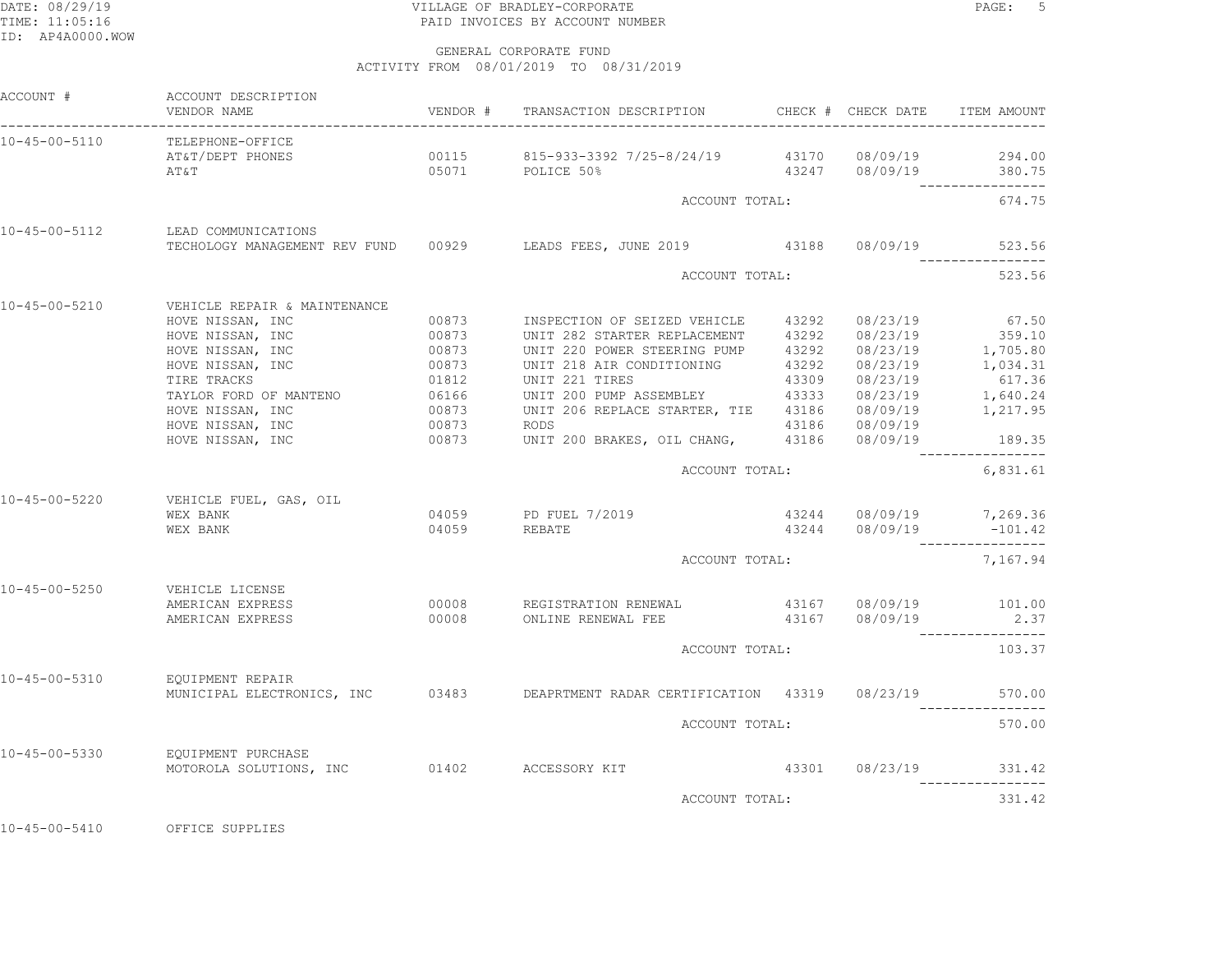VILLAGE OF BRADLEY-CORPORATE
PAID INVOICES BY ACCOUNT NUMBER

GENERAL CORPORATE FUND
ACTIVITY FROM 08/01/2019 TO 08/31/2019

| ACCOUNT # | ACCOUNT DESCRIPTION / VENDOR NAME | VENDOR # | TRANSACTION DESCRIPTION | CHECK # | CHECK DATE | ITEM AMOUNT |
|---|---|---|---|---|---|---|
| 10-45-00-5110 | TELEPHONE-OFFICE | | | | | |
| | AT&T/DEPT PHONES | 00115 | 815-933-3392 7/25-8/24/19 | 43170 | 08/09/19 | 294.00 |
| | AT&T | 05071 | POLICE 50% | 43247 | 08/09/19 | 380.75 |
| | | | ACCOUNT TOTAL: | | | 674.75 |
| 10-45-00-5112 | LEAD COMMUNICATIONS | | | | | |
| | TECHOLOGY MANAGEMENT REV FUND | 00929 | LEADS FEES, JUNE 2019 | 43188 | 08/09/19 | 523.56 |
| | | | ACCOUNT TOTAL: | | | 523.56 |
| 10-45-00-5210 | VEHICLE REPAIR & MAINTENANCE | | | | | |
| | HOVE NISSAN, INC | 00873 | INSPECTION OF SEIZED VEHICLE | 43292 | 08/23/19 | 67.50 |
| | HOVE NISSAN, INC | 00873 | UNIT 282 STARTER REPLACEMENT | 43292 | 08/23/19 | 359.10 |
| | HOVE NISSAN, INC | 00873 | UNIT 220 POWER STEERING PUMP | 43292 | 08/23/19 | 1,705.80 |
| | HOVE NISSAN, INC | 00873 | UNIT 218 AIR CONDITIONING | 43292 | 08/23/19 | 1,034.31 |
| | TIRE TRACKS | 01812 | UNIT 221 TIRES | 43309 | 08/23/19 | 617.36 |
| | TAYLOR FORD OF MANTENO | 06166 | UNIT 200 PUMP ASSEMBLEY | 43333 | 08/23/19 | 1,640.24 |
| | HOVE NISSAN, INC | 00873 | UNIT 206 REPLACE STARTER, TIE | 43186 | 08/09/19 | 1,217.95 |
| | HOVE NISSAN, INC | 00873 | RODS | 43186 | 08/09/19 | |
| | HOVE NISSAN, INC | 00873 | UNIT 200 BRAKES, OIL CHANG, | 43186 | 08/09/19 | 189.35 |
| | | | ACCOUNT TOTAL: | | | 6,831.61 |
| 10-45-00-5220 | VEHICLE FUEL, GAS, OIL | | | | | |
| | WEX BANK | 04059 | PD FUEL 7/2019 | 43244 | 08/09/19 | 7,269.36 |
| | WEX BANK | 04059 | REBATE | 43244 | 08/09/19 | -101.42 |
| | | | ACCOUNT TOTAL: | | | 7,167.94 |
| 10-45-00-5250 | VEHICLE LICENSE | | | | | |
| | AMERICAN EXPRESS | 00008 | REGISTRATION RENEWAL | 43167 | 08/09/19 | 101.00 |
| | AMERICAN EXPRESS | 00008 | ONLINE RENEWAL FEE | 43167 | 08/09/19 | 2.37 |
| | | | ACCOUNT TOTAL: | | | 103.37 |
| 10-45-00-5310 | EQUIPMENT REPAIR | | | | | |
| | MUNICIPAL ELECTRONICS, INC | 03483 | DEAPRTMENT RADAR CERTIFICATION | 43319 | 08/23/19 | 570.00 |
| | | | ACCOUNT TOTAL: | | | 570.00 |
| 10-45-00-5330 | EQUIPMENT PURCHASE | | | | | |
| | MOTOROLA SOLUTIONS, INC | 01402 | ACCESSORY KIT | 43301 | 08/23/19 | 331.42 |
| | | | ACCOUNT TOTAL: | | | 331.42 |
| 10-45-00-5410 | OFFICE SUPPLIES | | | | | |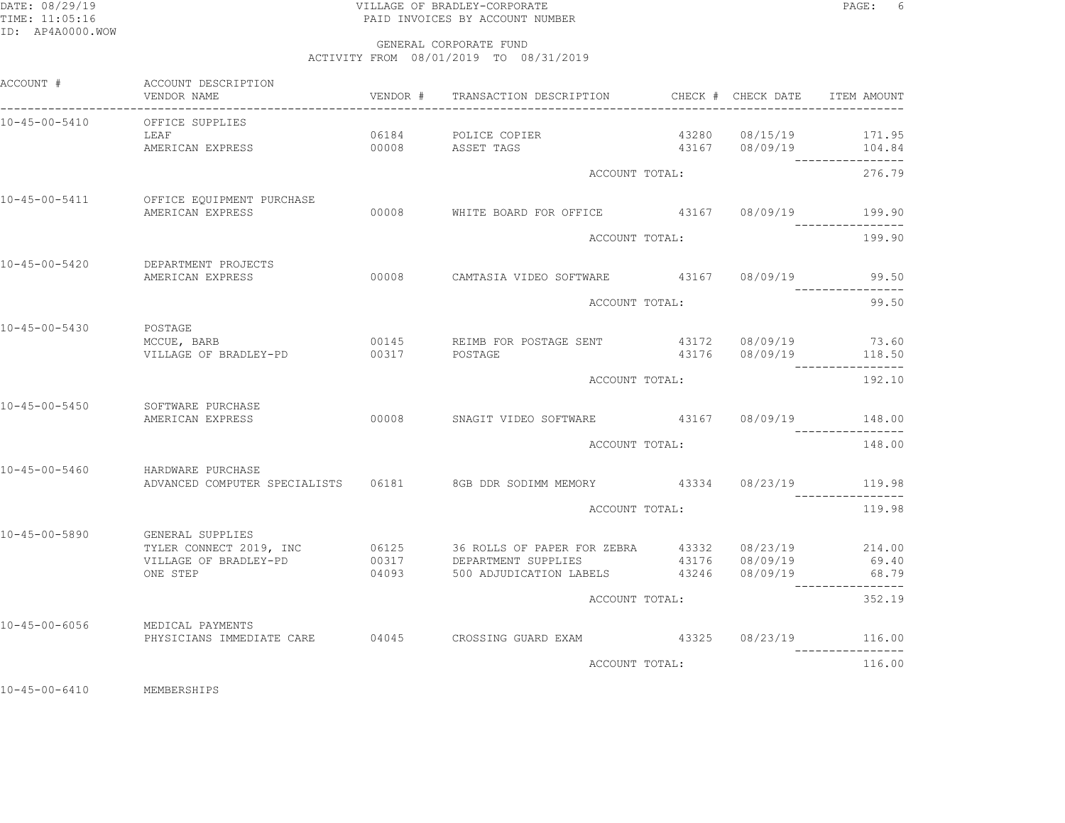VILLAGE OF BRADLEY-CORPORATE
PAID INVOICES BY ACCOUNT NUMBER

GENERAL CORPORATE FUND
ACTIVITY FROM 08/01/2019 TO 08/31/2019

| ACCOUNT # | ACCOUNT DESCRIPTION / VENDOR NAME | VENDOR # | TRANSACTION DESCRIPTION | CHECK # | CHECK DATE | ITEM AMOUNT |
|---|---|---|---|---|---|---|
| 10-45-00-5410 | OFFICE SUPPLIES | | | | | |
| | LEAF | 06184 | POLICE COPIER | 43280 | 08/15/19 | 171.95 |
| | AMERICAN EXPRESS | 00008 | ASSET TAGS | 43167 | 08/09/19 | 104.84 |
| | | | ACCOUNT TOTAL: | | | 276.79 |
| 10-45-00-5411 | OFFICE EQUIPMENT PURCHASE | | | | | |
| | AMERICAN EXPRESS | 00008 | WHITE BOARD FOR OFFICE | 43167 | 08/09/19 | 199.90 |
| | | | ACCOUNT TOTAL: | | | 199.90 |
| 10-45-00-5420 | DEPARTMENT PROJECTS | | | | | |
| | AMERICAN EXPRESS | 00008 | CAMTASIA VIDEO SOFTWARE | 43167 | 08/09/19 | 99.50 |
| | | | ACCOUNT TOTAL: | | | 99.50 |
| 10-45-00-5430 | POSTAGE | | | | | |
| | MCCUE, BARB | 00145 | REIMB FOR POSTAGE SENT | 43172 | 08/09/19 | 73.60 |
| | VILLAGE OF BRADLEY-PD | 00317 | POSTAGE | 43176 | 08/09/19 | 118.50 |
| | | | ACCOUNT TOTAL: | | | 192.10 |
| 10-45-00-5450 | SOFTWARE PURCHASE | | | | | |
| | AMERICAN EXPRESS | 00008 | SNAGIT VIDEO SOFTWARE | 43167 | 08/09/19 | 148.00 |
| | | | ACCOUNT TOTAL: | | | 148.00 |
| 10-45-00-5460 | HARDWARE PURCHASE | | | | | |
| | ADVANCED COMPUTER SPECIALISTS | 06181 | 8GB DDR SODIMM MEMORY | 43334 | 08/23/19 | 119.98 |
| | | | ACCOUNT TOTAL: | | | 119.98 |
| 10-45-00-5890 | GENERAL SUPPLIES | | | | | |
| | TYLER CONNECT 2019, INC | 06125 | 36 ROLLS OF PAPER FOR ZEBRA | 43332 | 08/23/19 | 214.00 |
| | VILLAGE OF BRADLEY-PD | 00317 | DEPARTMENT SUPPLIES | 43176 | 08/09/19 | 69.40 |
| | ONE STEP | 04093 | 500 ADJUDICATION LABELS | 43246 | 08/09/19 | 68.79 |
| | | | ACCOUNT TOTAL: | | | 352.19 |
| 10-45-00-6056 | MEDICAL PAYMENTS | | | | | |
| | PHYSICIANS IMMEDIATE CARE | 04045 | CROSSING GUARD EXAM | 43325 | 08/23/19 | 116.00 |
| | | | ACCOUNT TOTAL: | | | 116.00 |
| 10-45-00-6410 | MEMBERSHIPS | | | | | |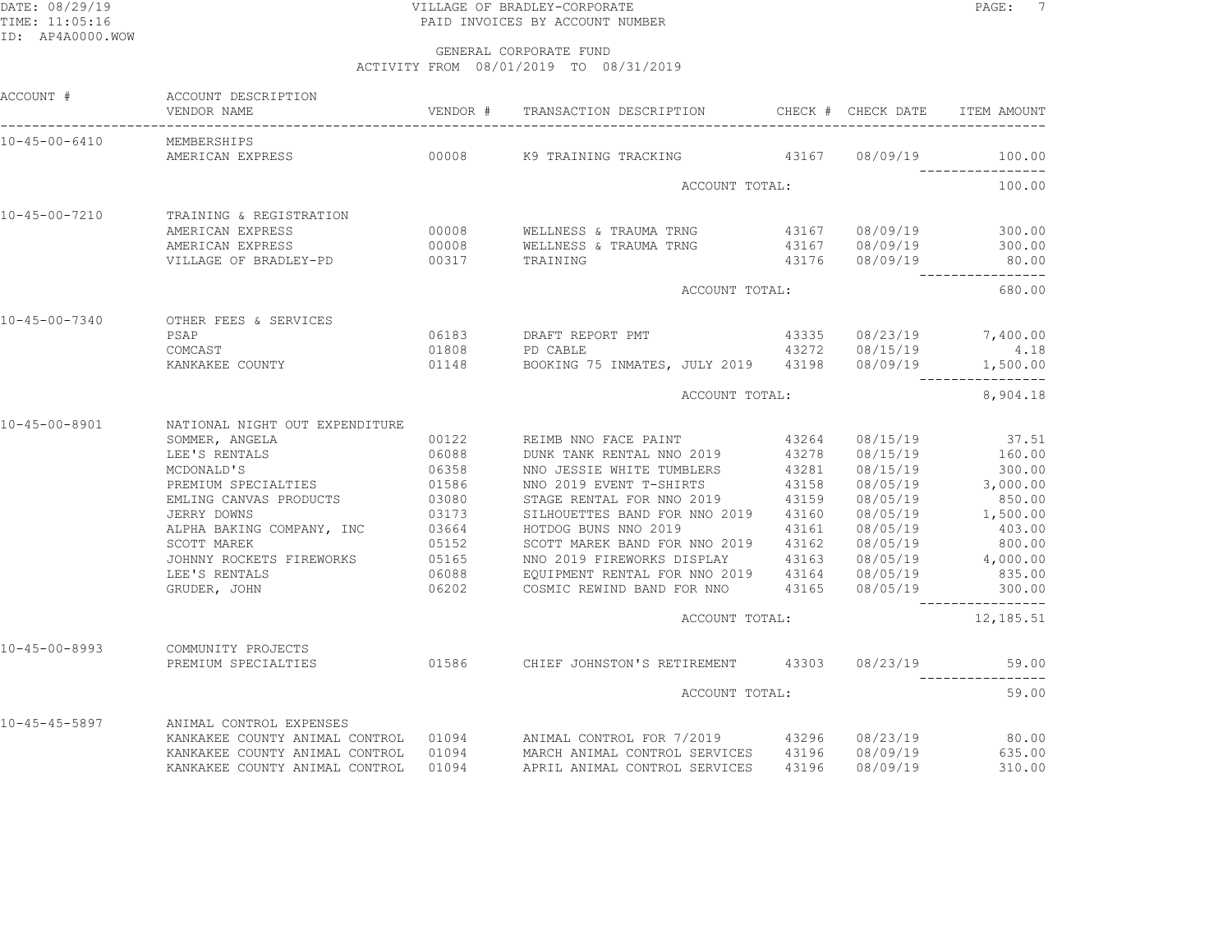VILLAGE OF BRADLEY-CORPORATE
PAID INVOICES BY ACCOUNT NUMBER

DATE: 08/29/19
TIME: 11:05:16
ID: AP4A0000.WOW

GENERAL CORPORATE FUND
ACTIVITY FROM 08/01/2019 TO 08/31/2019

| ACCOUNT # | ACCOUNT DESCRIPTION / VENDOR NAME | VENDOR # | TRANSACTION DESCRIPTION | CHECK # | CHECK DATE | ITEM AMOUNT |
|---|---|---|---|---|---|---|
| 10-45-00-6410 | MEMBERSHIPS | | | | | |
| | AMERICAN EXPRESS | 00008 | K9 TRAINING TRACKING | 43167 | 08/09/19 | 100.00 |
| | | | ACCOUNT TOTAL: | | | 100.00 |
| 10-45-00-7210 | TRAINING & REGISTRATION | | | | | |
| | AMERICAN EXPRESS | 00008 | WELLNESS & TRAUMA TRNG | 43167 | 08/09/19 | 300.00 |
| | AMERICAN EXPRESS | 00008 | WELLNESS & TRAUMA TRNG | 43167 | 08/09/19 | 300.00 |
| | VILLAGE OF BRADLEY-PD | 00317 | TRAINING | 43176 | 08/09/19 | 80.00 |
| | | | ACCOUNT TOTAL: | | | 680.00 |
| 10-45-00-7340 | OTHER FEES & SERVICES | | | | | |
| | PSAP | 06183 | DRAFT REPORT PMT | 43335 | 08/23/19 | 7,400.00 |
| | COMCAST | 01808 | PD CABLE | 43272 | 08/15/19 | 4.18 |
| | KANKAKEE COUNTY | 01148 | BOOKING 75 INMATES, JULY 2019 | 43198 | 08/09/19 | 1,500.00 |
| | | | ACCOUNT TOTAL: | | | 8,904.18 |
| 10-45-00-8901 | NATIONAL NIGHT OUT EXPENDITURE | | | | | |
| | SOMMER, ANGELA | 00122 | REIMB NNO FACE PAINT | 43264 | 08/15/19 | 37.51 |
| | LEE'S RENTALS | 06088 | DUNK TANK RENTAL NNO 2019 | 43278 | 08/15/19 | 160.00 |
| | MCDONALD'S | 06358 | NNO JESSIE WHITE TUMBLERS | 43281 | 08/15/19 | 300.00 |
| | PREMIUM SPECIALTIES | 01586 | NNO 2019 EVENT T-SHIRTS | 43158 | 08/05/19 | 3,000.00 |
| | EMLING CANVAS PRODUCTS | 03080 | STAGE RENTAL FOR NNO 2019 | 43159 | 08/05/19 | 850.00 |
| | JERRY DOWNS | 03173 | SILHOUETTES BAND FOR NNO 2019 | 43160 | 08/05/19 | 1,500.00 |
| | ALPHA BAKING COMPANY, INC | 03664 | HOTDOG BUNS NNO 2019 | 43161 | 08/05/19 | 403.00 |
| | SCOTT MAREK | 05152 | SCOTT MAREK BAND FOR NNO 2019 | 43162 | 08/05/19 | 800.00 |
| | JOHNNY ROCKETS FIREWORKS | 05165 | NNO 2019 FIREWORKS DISPLAY | 43163 | 08/05/19 | 4,000.00 |
| | LEE'S RENTALS | 06088 | EQUIPMENT RENTAL FOR NNO 2019 | 43164 | 08/05/19 | 835.00 |
| | GRUDER, JOHN | 06202 | COSMIC REWIND BAND FOR NNO | 43165 | 08/05/19 | 300.00 |
| | | | ACCOUNT TOTAL: | | | 12,185.51 |
| 10-45-00-8993 | COMMUNITY PROJECTS | | | | | |
| | PREMIUM SPECIALTIES | 01586 | CHIEF JOHNSTON'S RETIREMENT | 43303 | 08/23/19 | 59.00 |
| | | | ACCOUNT TOTAL: | | | 59.00 |
| 10-45-45-5897 | ANIMAL CONTROL EXPENSES | | | | | |
| | KANKAKEE COUNTY ANIMAL CONTROL | 01094 | ANIMAL CONTROL FOR 7/2019 | 43296 | 08/23/19 | 80.00 |
| | KANKAKEE COUNTY ANIMAL CONTROL | 01094 | MARCH ANIMAL CONTROL SERVICES | 43196 | 08/09/19 | 635.00 |
| | KANKAKEE COUNTY ANIMAL CONTROL | 01094 | APRIL ANIMAL CONTROL SERVICES | 43196 | 08/09/19 | 310.00 |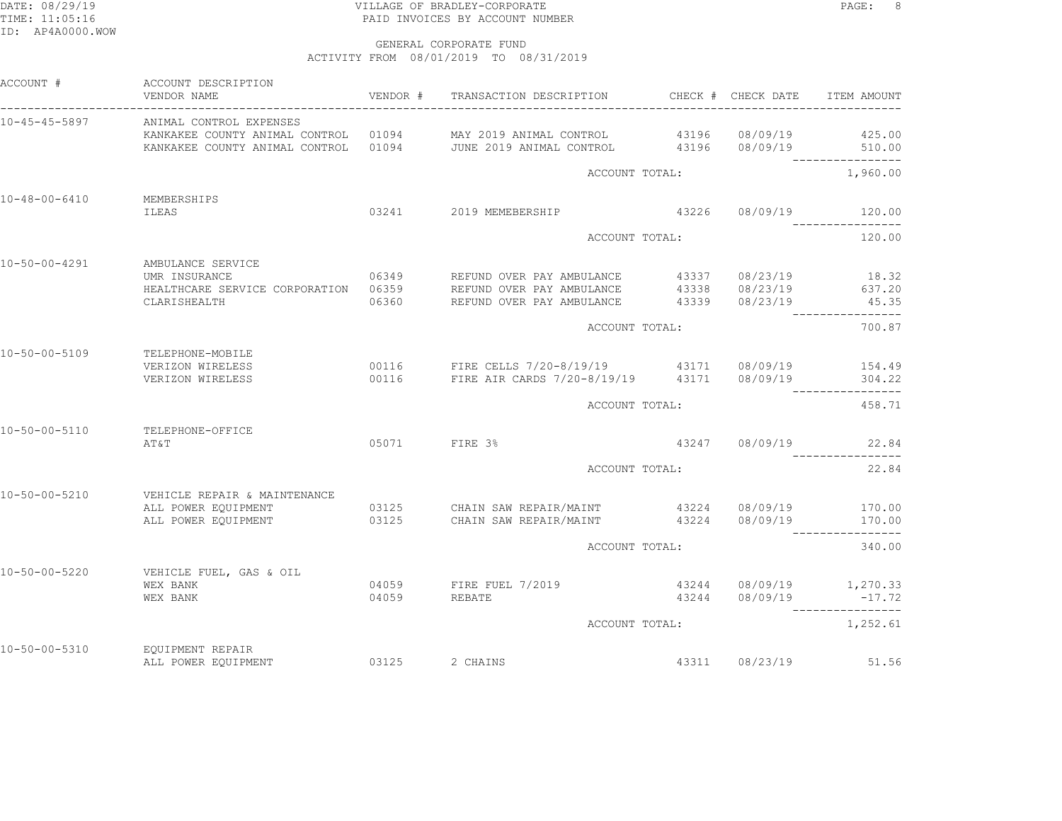VILLAGE OF BRADLEY-CORPORATE
PAID INVOICES BY ACCOUNT NUMBER

GENERAL CORPORATE FUND
ACTIVITY FROM 08/01/2019 TO 08/31/2019

| ACCOUNT # | ACCOUNT DESCRIPTION / VENDOR NAME | VENDOR # | TRANSACTION DESCRIPTION | CHECK # | CHECK DATE | ITEM AMOUNT |
|---|---|---|---|---|---|---|
| 10-45-45-5897 | ANIMAL CONTROL EXPENSES | | | | | |
| | KANKAKEE COUNTY ANIMAL CONTROL | 01094 | MAY 2019 ANIMAL CONTROL | 43196 | 08/09/19 | 425.00 |
| | KANKAKEE COUNTY ANIMAL CONTROL | 01094 | JUNE 2019 ANIMAL CONTROL | 43196 | 08/09/19 | 510.00 |
| | | | ACCOUNT TOTAL: | | | 1,960.00 |
| 10-48-00-6410 | MEMBERSHIPS | | | | | |
| | ILEAS | 03241 | 2019 MEMEBERSHIP | 43226 | 08/09/19 | 120.00 |
| | | | ACCOUNT TOTAL: | | | 120.00 |
| 10-50-00-4291 | AMBULANCE SERVICE | | | | | |
| | UMR INSURANCE | 06349 | REFUND OVER PAY AMBULANCE | 43337 | 08/23/19 | 18.32 |
| | HEALTHCARE SERVICE CORPORATION | 06359 | REFUND OVER PAY AMBULANCE | 43338 | 08/23/19 | 637.20 |
| | CLARISHEALTH | 06360 | REFUND OVER PAY AMBULANCE | 43339 | 08/23/19 | 45.35 |
| | | | ACCOUNT TOTAL: | | | 700.87 |
| 10-50-00-5109 | TELEPHONE-MOBILE | | | | | |
| | VERIZON WIRELESS | 00116 | FIRE CELLS 7/20-8/19/19 | 43171 | 08/09/19 | 154.49 |
| | VERIZON WIRELESS | 00116 | FIRE AIR CARDS 7/20-8/19/19 | 43171 | 08/09/19 | 304.22 |
| | | | ACCOUNT TOTAL: | | | 458.71 |
| 10-50-00-5110 | TELEPHONE-OFFICE | | | | | |
| | AT&T | 05071 | FIRE 3% | 43247 | 08/09/19 | 22.84 |
| | | | ACCOUNT TOTAL: | | | 22.84 |
| 10-50-00-5210 | VEHICLE REPAIR & MAINTENANCE | | | | | |
| | ALL POWER EQUIPMENT | 03125 | CHAIN SAW REPAIR/MAINT | 43224 | 08/09/19 | 170.00 |
| | ALL POWER EQUIPMENT | 03125 | CHAIN SAW REPAIR/MAINT | 43224 | 08/09/19 | 170.00 |
| | | | ACCOUNT TOTAL: | | | 340.00 |
| 10-50-00-5220 | VEHICLE FUEL, GAS & OIL | | | | | |
| | WEX BANK | 04059 | FIRE FUEL 7/2019 | 43244 | 08/09/19 | 1,270.33 |
| | WEX BANK | 04059 | REBATE | 43244 | 08/09/19 | -17.72 |
| | | | ACCOUNT TOTAL: | | | 1,252.61 |
| 10-50-00-5310 | EQUIPMENT REPAIR | | | | | |
| | ALL POWER EQUIPMENT | 03125 | 2 CHAINS | 43311 | 08/23/19 | 51.56 |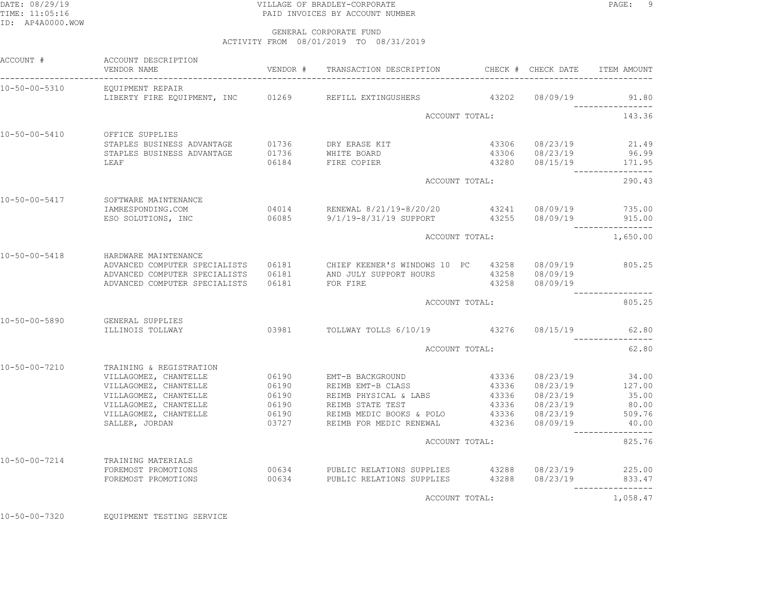DATE: 08/29/19 VILLAGE OF BRADLEY-CORPORATE
TIME: 11:05:16 PAID INVOICES BY ACCOUNT NUMBER
ID: AP4A0000.WOW

GENERAL CORPORATE FUND
ACTIVITY FROM 08/01/2019 TO 08/31/2019

| ACCOUNT # | ACCOUNT DESCRIPTION / VENDOR NAME | VENDOR # | TRANSACTION DESCRIPTION | CHECK # | CHECK DATE | ITEM AMOUNT |
|---|---|---|---|---|---|---|
| 10-50-00-5310 | EQUIPMENT REPAIR | | | | | |
| | LIBERTY FIRE EQUIPMENT, INC | 01269 | REFILL EXTINGUSHERS | 43202 | 08/09/19 | 91.80 |
| | | | ACCOUNT TOTAL: | | | 143.36 |
| 10-50-00-5410 | OFFICE SUPPLIES | | | | | |
| | STAPLES BUSINESS ADVANTAGE | 01736 | DRY ERASE KIT | 43306 | 08/23/19 | 21.49 |
| | STAPLES BUSINESS ADVANTAGE | 01736 | WHITE BOARD | 43306 | 08/23/19 | 96.99 |
| | LEAF | 06184 | FIRE COPIER | 43280 | 08/15/19 | 171.95 |
| | | | ACCOUNT TOTAL: | | | 290.43 |
| 10-50-00-5417 | SOFTWARE MAINTENANCE | | | | | |
| | IAMRESPONDING.COM | 04014 | RENEWAL 8/21/19-8/20/20 | 43241 | 08/09/19 | 735.00 |
| | ESO SOLUTIONS, INC | 06085 | 9/1/19-8/31/19 SUPPORT | 43255 | 08/09/19 | 915.00 |
| | | | ACCOUNT TOTAL: | | | 1,650.00 |
| 10-50-00-5418 | HARDWARE MAINTENANCE | | | | | |
| | ADVANCED COMPUTER SPECIALISTS | 06181 | CHIEF KEENER'S WINDOWS 10 PC | 43258 | 08/09/19 | 805.25 |
| | ADVANCED COMPUTER SPECIALISTS | 06181 | AND JULY SUPPORT HOURS | 43258 | 08/09/19 | |
| | ADVANCED COMPUTER SPECIALISTS | 06181 | FOR FIRE | 43258 | 08/09/19 | |
| | | | ACCOUNT TOTAL: | | | 805.25 |
| 10-50-00-5890 | GENERAL SUPPLIES | | | | | |
| | ILLINOIS TOLLWAY | 03981 | TOLLWAY TOLLS 6/10/19 | 43276 | 08/15/19 | 62.80 |
| | | | ACCOUNT TOTAL: | | | 62.80 |
| 10-50-00-7210 | TRAINING & REGISTRATION | | | | | |
| | VILLAGOMEZ, CHANTELLE | 06190 | EMT-B BACKGROUND | 43336 | 08/23/19 | 34.00 |
| | VILLAGOMEZ, CHANTELLE | 06190 | REIMB EMT-B CLASS | 43336 | 08/23/19 | 127.00 |
| | VILLAGOMEZ, CHANTELLE | 06190 | REIMB PHYSICAL & LABS | 43336 | 08/23/19 | 35.00 |
| | VILLAGOMEZ, CHANTELLE | 06190 | REIMB STATE TEST | 43336 | 08/23/19 | 80.00 |
| | VILLAGOMEZ, CHANTELLE | 06190 | REIMB MEDIC BOOKS & POLO | 43336 | 08/23/19 | 509.76 |
| | SALLER, JORDAN | 03727 | REIMB FOR MEDIC RENEWAL | 43236 | 08/09/19 | 40.00 |
| | | | ACCOUNT TOTAL: | | | 825.76 |
| 10-50-00-7214 | TRAINING MATERIALS | | | | | |
| | FOREMOST PROMOTIONS | 00634 | PUBLIC RELATIONS SUPPLIES | 43288 | 08/23/19 | 225.00 |
| | FOREMOST PROMOTIONS | 00634 | PUBLIC RELATIONS SUPPLIES | 43288 | 08/23/19 | 833.47 |
| | | | ACCOUNT TOTAL: | | | 1,058.47 |
| 10-50-00-7320 | EQUIPMENT TESTING SERVICE | | | | | |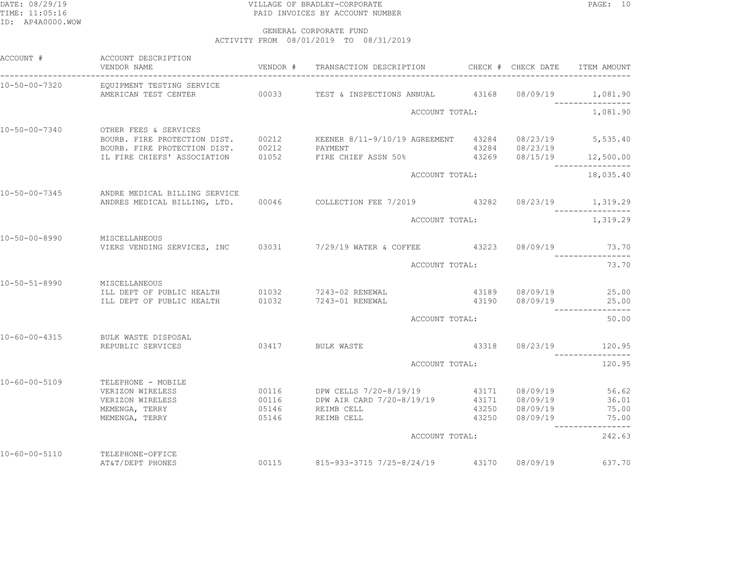VILLAGE OF BRADLEY-CORPORATE
PAID INVOICES BY ACCOUNT NUMBER

GENERAL CORPORATE FUND
ACTIVITY FROM 08/01/2019 TO 08/31/2019

| ACCOUNT # | ACCOUNT DESCRIPTION / VENDOR NAME | VENDOR # | TRANSACTION DESCRIPTION | CHECK # | CHECK DATE | ITEM AMOUNT |
|---|---|---|---|---|---|---|
| 10-50-00-7320 | EQUIPMENT TESTING SERVICE | | | | | |
| | AMERICAN TEST CENTER | 00033 | TEST & INSPECTIONS ANNUAL | 43168 | 08/09/19 | 1,081.90 |
| | | | ACCOUNT TOTAL: | | | 1,081.90 |
| 10-50-00-7340 | OTHER FEES & SERVICES | | | | | |
| | BOURB. FIRE PROTECTION DIST. | 00212 | KEENER 8/11-9/10/19 AGREEMENT | 43284 | 08/23/19 | 5,535.40 |
| | BOURB. FIRE PROTECTION DIST. | 00212 | PAYMENT | 43284 | 08/23/19 | |
| | IL FIRE CHIEFS' ASSOCIATION | 01052 | FIRE CHIEF ASSN 50% | 43269 | 08/15/19 | 12,500.00 |
| | | | ACCOUNT TOTAL: | | | 18,035.40 |
| 10-50-00-7345 | ANDRE MEDICAL BILLING SERVICE | | | | | |
| | ANDRES MEDICAL BILLING, LTD. | 00046 | COLLECTION FEE 7/2019 | 43282 | 08/23/19 | 1,319.29 |
| | | | ACCOUNT TOTAL: | | | 1,319.29 |
| 10-50-00-8990 | MISCELLANEOUS | | | | | |
| | VIERS VENDING SERVICES, INC | 03031 | 7/29/19 WATER & COFFEE | 43223 | 08/09/19 | 73.70 |
| | | | ACCOUNT TOTAL: | | | 73.70 |
| 10-50-51-8990 | MISCELLANEOUS | | | | | |
| | ILL DEPT OF PUBLIC HEALTH | 01032 | 7243-02 RENEWAL | 43189 | 08/09/19 | 25.00 |
| | ILL DEPT OF PUBLIC HEALTH | 01032 | 7243-01 RENEWAL | 43190 | 08/09/19 | 25.00 |
| | | | ACCOUNT TOTAL: | | | 50.00 |
| 10-60-00-4315 | BULK WASTE DISPOSAL | | | | | |
| | REPUBLIC SERVICES | 03417 | BULK WASTE | 43318 | 08/23/19 | 120.95 |
| | | | ACCOUNT TOTAL: | | | 120.95 |
| 10-60-00-5109 | TELEPHONE - MOBILE | | | | | |
| | VERIZON WIRELESS | 00116 | DPW CELLS 7/20-8/19/19 | 43171 | 08/09/19 | 56.62 |
| | VERIZON WIRELESS | 00116 | DPW AIR CARD 7/20-8/19/19 | 43171 | 08/09/19 | 36.01 |
| | MEMENGA, TERRY | 05146 | REIMB CELL | 43250 | 08/09/19 | 75.00 |
| | MEMENGA, TERRY | 05146 | REIMB CELL | 43250 | 08/09/19 | 75.00 |
| | | | ACCOUNT TOTAL: | | | 242.63 |
| 10-60-00-5110 | TELEPHONE-OFFICE | | | | | |
| | AT&T/DEPT PHONES | 00115 | 815-933-3715 7/25-8/24/19 | 43170 | 08/09/19 | 637.70 |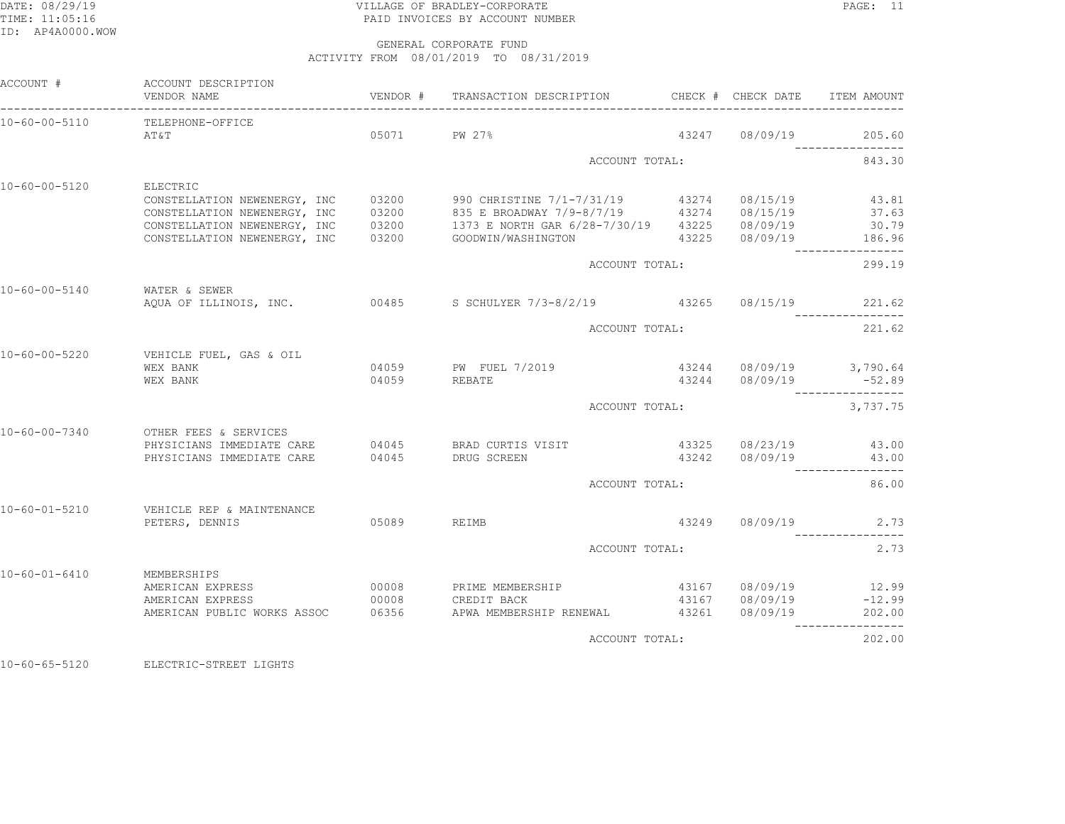VILLAGE OF BRADLEY-CORPORATE
PAID INVOICES BY ACCOUNT NUMBER

GENERAL CORPORATE FUND
ACTIVITY FROM 08/01/2019 TO 08/31/2019

| ACCOUNT # | ACCOUNT DESCRIPTION / VENDOR NAME | VENDOR # | TRANSACTION DESCRIPTION | CHECK # | CHECK DATE | ITEM AMOUNT |
|---|---|---|---|---|---|---|
| 10-60-00-5110 | TELEPHONE-OFFICE | | | | | |
| | AT&T | 05071 | PW 27% | 43247 | 08/09/19 | 205.60 |
| | | | ACCOUNT TOTAL: | | | 843.30 |
| 10-60-00-5120 | ELECTRIC | | | | | |
| | CONSTELLATION NEWENERGY, INC | 03200 | 990 CHRISTINE 7/1-7/31/19 | 43274 | 08/15/19 | 43.81 |
| | CONSTELLATION NEWENERGY, INC | 03200 | 835 E BROADWAY 7/9-8/7/19 | 43274 | 08/15/19 | 37.63 |
| | CONSTELLATION NEWENERGY, INC | 03200 | 1373 E NORTH GAR 6/28-7/30/19 | 43225 | 08/09/19 | 30.79 |
| | CONSTELLATION NEWENERGY, INC | 03200 | GOODWIN/WASHINGTON | 43225 | 08/09/19 | 186.96 |
| | | | ACCOUNT TOTAL: | | | 299.19 |
| 10-60-00-5140 | WATER & SEWER | | | | | |
| | AQUA OF ILLINOIS, INC. | 00485 | S SCHULYER 7/3-8/2/19 | 43265 | 08/15/19 | 221.62 |
| | | | ACCOUNT TOTAL: | | | 221.62 |
| 10-60-00-5220 | VEHICLE FUEL, GAS & OIL | | | | | |
| | WEX BANK | 04059 | PW FUEL 7/2019 | 43244 | 08/09/19 | 3,790.64 |
| | WEX BANK | 04059 | REBATE | 43244 | 08/09/19 | -52.89 |
| | | | ACCOUNT TOTAL: | | | 3,737.75 |
| 10-60-00-7340 | OTHER FEES & SERVICES | | | | | |
| | PHYSICIANS IMMEDIATE CARE | 04045 | BRAD CURTIS VISIT | 43325 | 08/23/19 | 43.00 |
| | PHYSICIANS IMMEDIATE CARE | 04045 | DRUG SCREEN | 43242 | 08/09/19 | 43.00 |
| | | | ACCOUNT TOTAL: | | | 86.00 |
| 10-60-01-5210 | VEHICLE REP & MAINTENANCE | | | | | |
| | PETERS, DENNIS | 05089 | REIMB | 43249 | 08/09/19 | 2.73 |
| | | | ACCOUNT TOTAL: | | | 2.73 |
| 10-60-01-6410 | MEMBERSHIPS | | | | | |
| | AMERICAN EXPRESS | 00008 | PRIME MEMBERSHIP | 43167 | 08/09/19 | 12.99 |
| | AMERICAN EXPRESS | 00008 | CREDIT BACK | 43167 | 08/09/19 | -12.99 |
| | AMERICAN PUBLIC WORKS ASSOC | 06356 | APWA MEMBERSHIP RENEWAL | 43261 | 08/09/19 | 202.00 |
| | | | ACCOUNT TOTAL: | | | 202.00 |
| 10-60-65-5120 | ELECTRIC-STREET LIGHTS | | | | | |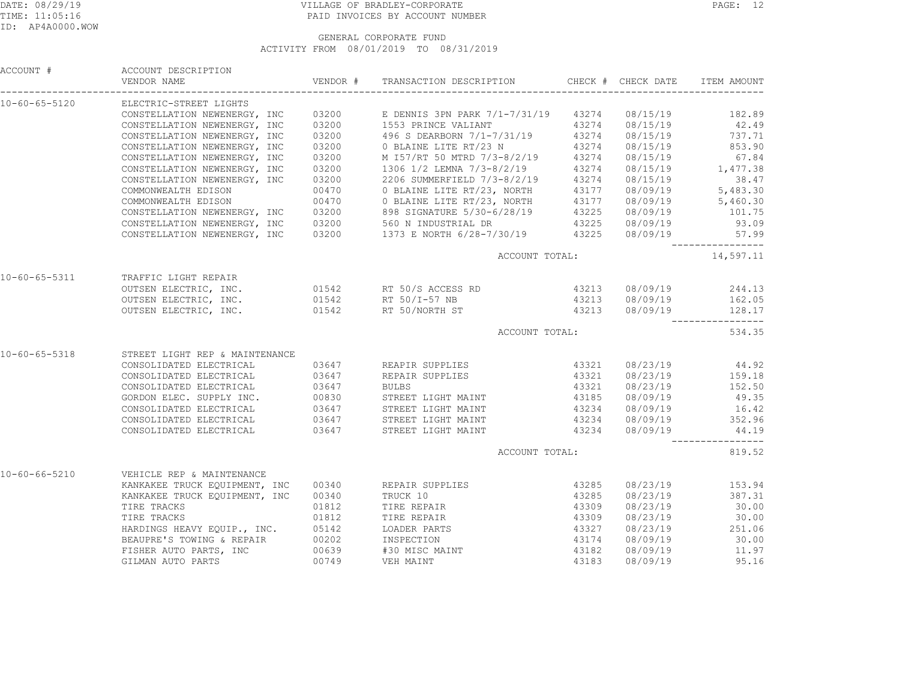VILLAGE OF BRADLEY-CORPORATE
PAID INVOICES BY ACCOUNT NUMBER

DATE: 08/29/19
TIME: 11:05:16
ID: AP4A0000.WOW

GENERAL CORPORATE FUND
ACTIVITY FROM 08/01/2019 TO 08/31/2019

| ACCOUNT # | ACCOUNT DESCRIPTION / VENDOR NAME | VENDOR # | TRANSACTION DESCRIPTION | CHECK # | CHECK DATE | ITEM AMOUNT |
|---|---|---|---|---|---|---|
| 10-60-65-5120 | ELECTRIC-STREET LIGHTS | | | | | |
| | CONSTELLATION NEWENERGY, INC | 03200 | E DENNIS 3PN PARK 7/1-7/31/19 | 43274 | 08/15/19 | 182.89 |
| | CONSTELLATION NEWENERGY, INC | 03200 | 1553 PRINCE VALIANT | 43274 | 08/15/19 | 42.49 |
| | CONSTELLATION NEWENERGY, INC | 03200 | 496 S DEARBORN 7/1-7/31/19 | 43274 | 08/15/19 | 737.71 |
| | CONSTELLATION NEWENERGY, INC | 03200 | 0 BLAINE LITE RT/23 N | 43274 | 08/15/19 | 853.90 |
| | CONSTELLATION NEWENERGY, INC | 03200 | M I57/RT 50 MTRD 7/3-8/2/19 | 43274 | 08/15/19 | 67.84 |
| | CONSTELLATION NEWENERGY, INC | 03200 | 1306 1/2 LEMNA 7/3-8/2/19 | 43274 | 08/15/19 | 1,477.38 |
| | CONSTELLATION NEWENERGY, INC | 03200 | 2206 SUMMERFIELD 7/3-8/2/19 | 43274 | 08/15/19 | 38.47 |
| | COMMONWEALTH EDISON | 00470 | 0 BLAINE LITE RT/23, NORTH | 43177 | 08/09/19 | 5,483.30 |
| | COMMONWEALTH EDISON | 00470 | 0 BLAINE LITE RT/23, NORTH | 43177 | 08/09/19 | 5,460.30 |
| | CONSTELLATION NEWENERGY, INC | 03200 | 898 SIGNATURE 5/30-6/28/19 | 43225 | 08/09/19 | 101.75 |
| | CONSTELLATION NEWENERGY, INC | 03200 | 560 N INDUSTRIAL DR | 43225 | 08/09/19 | 93.09 |
| | CONSTELLATION NEWENERGY, INC | 03200 | 1373 E NORTH 6/28-7/30/19 | 43225 | 08/09/19 | 57.99 |
| | | | ACCOUNT TOTAL: | | | 14,597.11 |
| 10-60-65-5311 | TRAFFIC LIGHT REPAIR | | | | | |
| | OUTSEN ELECTRIC, INC. | 01542 | RT 50/S ACCESS RD | 43213 | 08/09/19 | 244.13 |
| | OUTSEN ELECTRIC, INC. | 01542 | RT 50/I-57 NB | 43213 | 08/09/19 | 162.05 |
| | OUTSEN ELECTRIC, INC. | 01542 | RT 50/NORTH ST | 43213 | 08/09/19 | 128.17 |
| | | | ACCOUNT TOTAL: | | | 534.35 |
| 10-60-65-5318 | STREET LIGHT REP & MAINTENANCE | | | | | |
| | CONSOLIDATED ELECTRICAL | 03647 | REAPIR SUPPLIES | 43321 | 08/23/19 | 44.92 |
| | CONSOLIDATED ELECTRICAL | 03647 | REPAIR SUPPLIES | 43321 | 08/23/19 | 159.18 |
| | CONSOLIDATED ELECTRICAL | 03647 | BULBS | 43321 | 08/23/19 | 152.50 |
| | GORDON ELEC. SUPPLY INC. | 00830 | STREET LIGHT MAINT | 43185 | 08/09/19 | 49.35 |
| | CONSOLIDATED ELECTRICAL | 03647 | STREET LIGHT MAINT | 43234 | 08/09/19 | 16.42 |
| | CONSOLIDATED ELECTRICAL | 03647 | STREET LIGHT MAINT | 43234 | 08/09/19 | 352.96 |
| | CONSOLIDATED ELECTRICAL | 03647 | STREET LIGHT MAINT | 43234 | 08/09/19 | 44.19 |
| | | | ACCOUNT TOTAL: | | | 819.52 |
| 10-60-66-5210 | VEHICLE REP & MAINTENANCE | | | | | |
| | KANKAKEE TRUCK EQUIPMENT, INC | 00340 | REPAIR SUPPLIES | 43285 | 08/23/19 | 153.94 |
| | KANKAKEE TRUCK EQUIPMENT, INC | 00340 | TRUCK 10 | 43285 | 08/23/19 | 387.31 |
| | TIRE TRACKS | 01812 | TIRE REPAIR | 43309 | 08/23/19 | 30.00 |
| | TIRE TRACKS | 01812 | TIRE REPAIR | 43309 | 08/23/19 | 30.00 |
| | HARDINGS HEAVY EQUIP., INC. | 05142 | LOADER PARTS | 43327 | 08/23/19 | 251.06 |
| | BEAUPRE'S TOWING & REPAIR | 00202 | INSPECTION | 43174 | 08/09/19 | 30.00 |
| | FISHER AUTO PARTS, INC | 00639 | #30 MISC MAINT | 43182 | 08/09/19 | 11.97 |
| | GILMAN AUTO PARTS | 00749 | VEH MAINT | 43183 | 08/09/19 | 95.16 |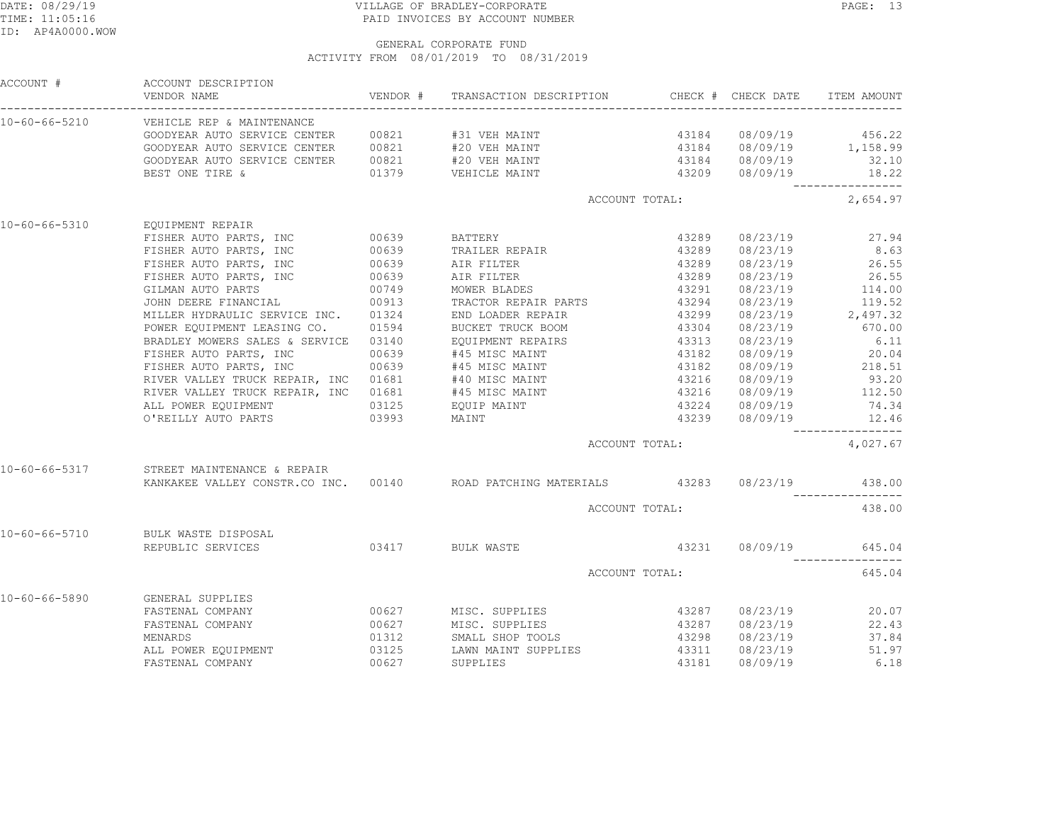VILLAGE OF BRADLEY-CORPORATE
PAID INVOICES BY ACCOUNT NUMBER

GENERAL CORPORATE FUND
ACTIVITY FROM 08/01/2019 TO 08/31/2019

| ACCOUNT # | ACCOUNT DESCRIPTION / VENDOR NAME | VENDOR # | TRANSACTION DESCRIPTION | CHECK # | CHECK DATE | ITEM AMOUNT |
|---|---|---|---|---|---|---|
| 10-60-66-5210 | VEHICLE REP & MAINTENANCE | | | | | |
| | GOODYEAR AUTO SERVICE CENTER | 00821 | #31 VEH MAINT | 43184 | 08/09/19 | 456.22 |
| | GOODYEAR AUTO SERVICE CENTER | 00821 | #20 VEH MAINT | 43184 | 08/09/19 | 1,158.99 |
| | GOODYEAR AUTO SERVICE CENTER | 00821 | #20 VEH MAINT | 43184 | 08/09/19 | 32.10 |
| | BEST ONE TIRE & | 01379 | VEHICLE MAINT | 43209 | 08/09/19 | 18.22 |
| | | | ACCOUNT TOTAL: | | | 2,654.97 |
| 10-60-66-5310 | EQUIPMENT REPAIR | | | | | |
| | FISHER AUTO PARTS, INC | 00639 | BATTERY | 43289 | 08/23/19 | 27.94 |
| | FISHER AUTO PARTS, INC | 00639 | TRAILER REPAIR | 43289 | 08/23/19 | 8.63 |
| | FISHER AUTO PARTS, INC | 00639 | AIR FILTER | 43289 | 08/23/19 | 26.55 |
| | FISHER AUTO PARTS, INC | 00639 | AIR FILTER | 43289 | 08/23/19 | 26.55 |
| | GILMAN AUTO PARTS | 00749 | MOWER BLADES | 43291 | 08/23/19 | 114.00 |
| | JOHN DEERE FINANCIAL | 00913 | TRACTOR REPAIR PARTS | 43294 | 08/23/19 | 119.52 |
| | MILLER HYDRAULIC SERVICE INC. | 01324 | END LOADER REPAIR | 43299 | 08/23/19 | 2,497.32 |
| | POWER EQUIPMENT LEASING CO. | 01594 | BUCKET TRUCK BOOM | 43304 | 08/23/19 | 670.00 |
| | BRADLEY MOWERS SALES & SERVICE | 03140 | EQUIPMENT REPAIRS | 43313 | 08/23/19 | 6.11 |
| | FISHER AUTO PARTS, INC | 00639 | #45 MISC MAINT | 43182 | 08/09/19 | 20.04 |
| | FISHER AUTO PARTS, INC | 00639 | #45 MISC MAINT | 43182 | 08/09/19 | 218.51 |
| | RIVER VALLEY TRUCK REPAIR, INC | 01681 | #40 MISC MAINT | 43216 | 08/09/19 | 93.20 |
| | RIVER VALLEY TRUCK REPAIR, INC | 01681 | #45 MISC MAINT | 43216 | 08/09/19 | 112.50 |
| | ALL POWER EQUIPMENT | 03125 | EQUIP MAINT | 43224 | 08/09/19 | 74.34 |
| | O'REILLY AUTO PARTS | 03993 | MAINT | 43239 | 08/09/19 | 12.46 |
| | | | ACCOUNT TOTAL: | | | 4,027.67 |
| 10-60-66-5317 | STREET MAINTENANCE & REPAIR | | | | | |
| | KANKAKEE VALLEY CONSTR.CO INC. | 00140 | ROAD PATCHING MATERIALS | 43283 | 08/23/19 | 438.00 |
| | | | ACCOUNT TOTAL: | | | 438.00 |
| 10-60-66-5710 | BULK WASTE DISPOSAL | | | | | |
| | REPUBLIC SERVICES | 03417 | BULK WASTE | 43231 | 08/09/19 | 645.04 |
| | | | ACCOUNT TOTAL: | | | 645.04 |
| 10-60-66-5890 | GENERAL SUPPLIES | | | | | |
| | FASTENAL COMPANY | 00627 | MISC. SUPPLIES | 43287 | 08/23/19 | 20.07 |
| | FASTENAL COMPANY | 00627 | MISC. SUPPLIES | 43287 | 08/23/19 | 22.43 |
| | MENARDS | 01312 | SMALL SHOP TOOLS | 43298 | 08/23/19 | 37.84 |
| | ALL POWER EQUIPMENT | 03125 | LAWN MAINT SUPPLIES | 43311 | 08/23/19 | 51.97 |
| | FASTENAL COMPANY | 00627 | SUPPLIES | 43181 | 08/09/19 | 6.18 |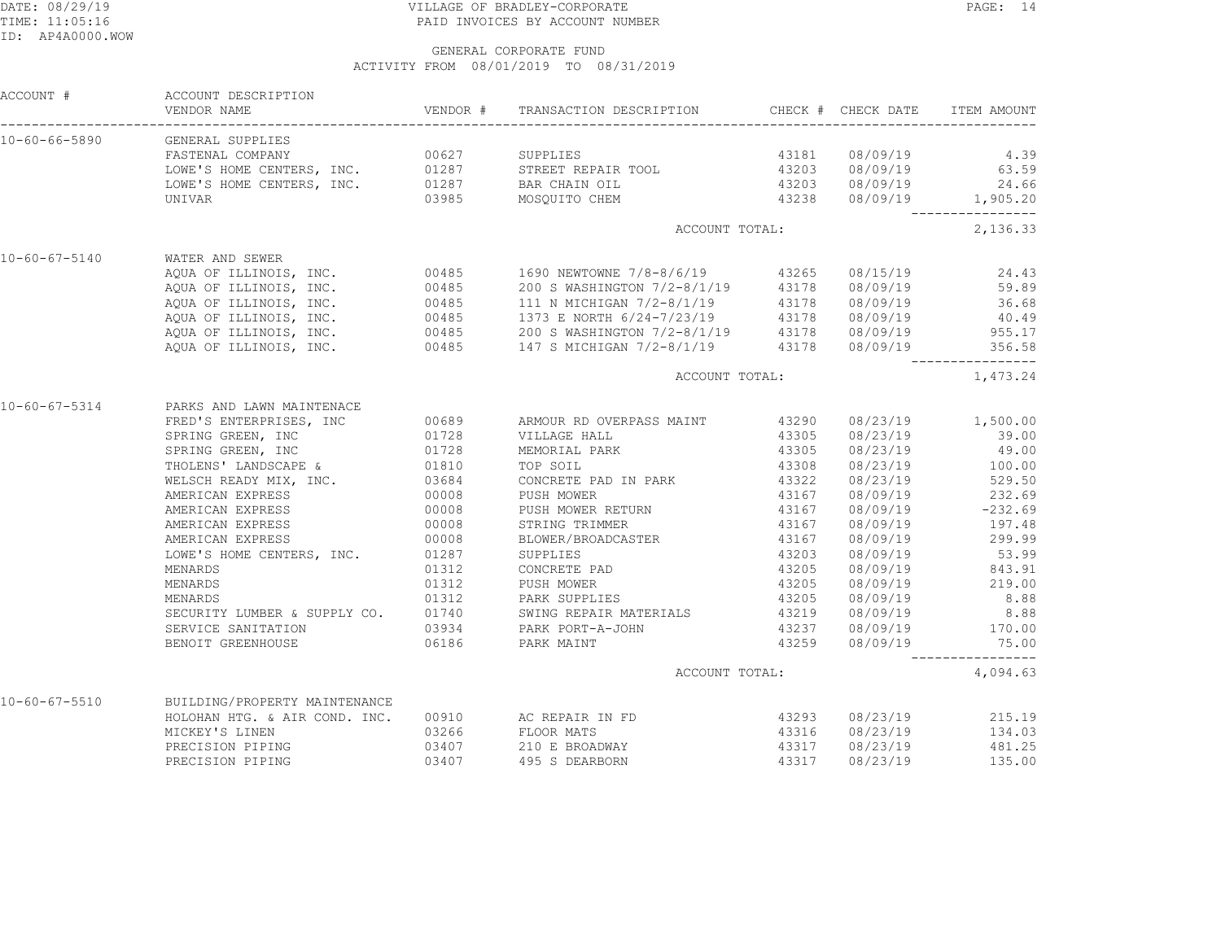VILLAGE OF BRADLEY-CORPORATE
PAID INVOICES BY ACCOUNT NUMBER

GENERAL CORPORATE FUND
ACTIVITY FROM 08/01/2019 TO 08/31/2019

| ACCOUNT # | ACCOUNT DESCRIPTION / VENDOR NAME | VENDOR # | TRANSACTION DESCRIPTION | CHECK # | CHECK DATE | ITEM AMOUNT |
|---|---|---|---|---|---|---|
| 10-60-66-5890 | GENERAL SUPPLIES | | | | | |
| | FASTENAL COMPANY | 00627 | SUPPLIES | 43181 | 08/09/19 | 4.39 |
| | LOWE'S HOME CENTERS, INC. | 01287 | STREET REPAIR TOOL | 43203 | 08/09/19 | 63.59 |
| | LOWE'S HOME CENTERS, INC. | 01287 | BAR CHAIN OIL | 43203 | 08/09/19 | 24.66 |
| | UNIVAR | 03985 | MOSQUITO CHEM | 43238 | 08/09/19 | 1,905.20 |
| | | | ACCOUNT TOTAL: | | | 2,136.33 |
| 10-60-67-5140 | WATER AND SEWER | | | | | |
| | AQUA OF ILLINOIS, INC. | 00485 | 1690 NEWTOWNE 7/8-8/6/19 | 43265 | 08/15/19 | 24.43 |
| | AQUA OF ILLINOIS, INC. | 00485 | 200 S WASHINGTON 7/2-8/1/19 | 43178 | 08/09/19 | 59.89 |
| | AQUA OF ILLINOIS, INC. | 00485 | 111 N MICHIGAN 7/2-8/1/19 | 43178 | 08/09/19 | 36.68 |
| | AQUA OF ILLINOIS, INC. | 00485 | 1373 E NORTH 6/24-7/23/19 | 43178 | 08/09/19 | 40.49 |
| | AQUA OF ILLINOIS, INC. | 00485 | 200 S WASHINGTON 7/2-8/1/19 | 43178 | 08/09/19 | 955.17 |
| | AQUA OF ILLINOIS, INC. | 00485 | 147 S MICHIGAN 7/2-8/1/19 | 43178 | 08/09/19 | 356.58 |
| | | | ACCOUNT TOTAL: | | | 1,473.24 |
| 10-60-67-5314 | PARKS AND LAWN MAINTENACE | | | | | |
| | FRED'S ENTERPRISES, INC | 00689 | ARMOUR RD OVERPASS MAINT | 43290 | 08/23/19 | 1,500.00 |
| | SPRING GREEN, INC | 01728 | VILLAGE HALL | 43305 | 08/23/19 | 39.00 |
| | SPRING GREEN, INC | 01728 | MEMORIAL PARK | 43305 | 08/23/19 | 49.00 |
| | THOLENS' LANDSCAPE & | 01810 | TOP SOIL | 43308 | 08/23/19 | 100.00 |
| | WELSCH READY MIX, INC. | 03684 | CONCRETE PAD IN PARK | 43322 | 08/23/19 | 529.50 |
| | AMERICAN EXPRESS | 00008 | PUSH MOWER | 43167 | 08/09/19 | 232.69 |
| | AMERICAN EXPRESS | 00008 | PUSH MOWER RETURN | 43167 | 08/09/19 | -232.69 |
| | AMERICAN EXPRESS | 00008 | STRING TRIMMER | 43167 | 08/09/19 | 197.48 |
| | AMERICAN EXPRESS | 00008 | BLOWER/BROADCASTER | 43167 | 08/09/19 | 299.99 |
| | LOWE'S HOME CENTERS, INC. | 01287 | SUPPLIES | 43203 | 08/09/19 | 53.99 |
| | MENARDS | 01312 | CONCRETE PAD | 43205 | 08/09/19 | 843.91 |
| | MENARDS | 01312 | PUSH MOWER | 43205 | 08/09/19 | 219.00 |
| | MENARDS | 01312 | PARK SUPPLIES | 43205 | 08/09/19 | 8.88 |
| | SECURITY LUMBER & SUPPLY CO. | 01740 | SWING REPAIR MATERIALS | 43219 | 08/09/19 | 8.88 |
| | SERVICE SANITATION | 03934 | PARK PORT-A-JOHN | 43237 | 08/09/19 | 170.00 |
| | BENOIT GREENHOUSE | 06186 | PARK MAINT | 43259 | 08/09/19 | 75.00 |
| | | | ACCOUNT TOTAL: | | | 4,094.63 |
| 10-60-67-5510 | BUILDING/PROPERTY MAINTENANCE | | | | | |
| | HOLOHAN HTG. & AIR COND. INC. | 00910 | AC REPAIR IN FD | 43293 | 08/23/19 | 215.19 |
| | MICKEY'S LINEN | 03266 | FLOOR MATS | 43316 | 08/23/19 | 134.03 |
| | PRECISION PIPING | 03407 | 210 E BROADWAY | 43317 | 08/23/19 | 481.25 |
| | PRECISION PIPING | 03407 | 495 S DEARBORN | 43317 | 08/23/19 | 135.00 |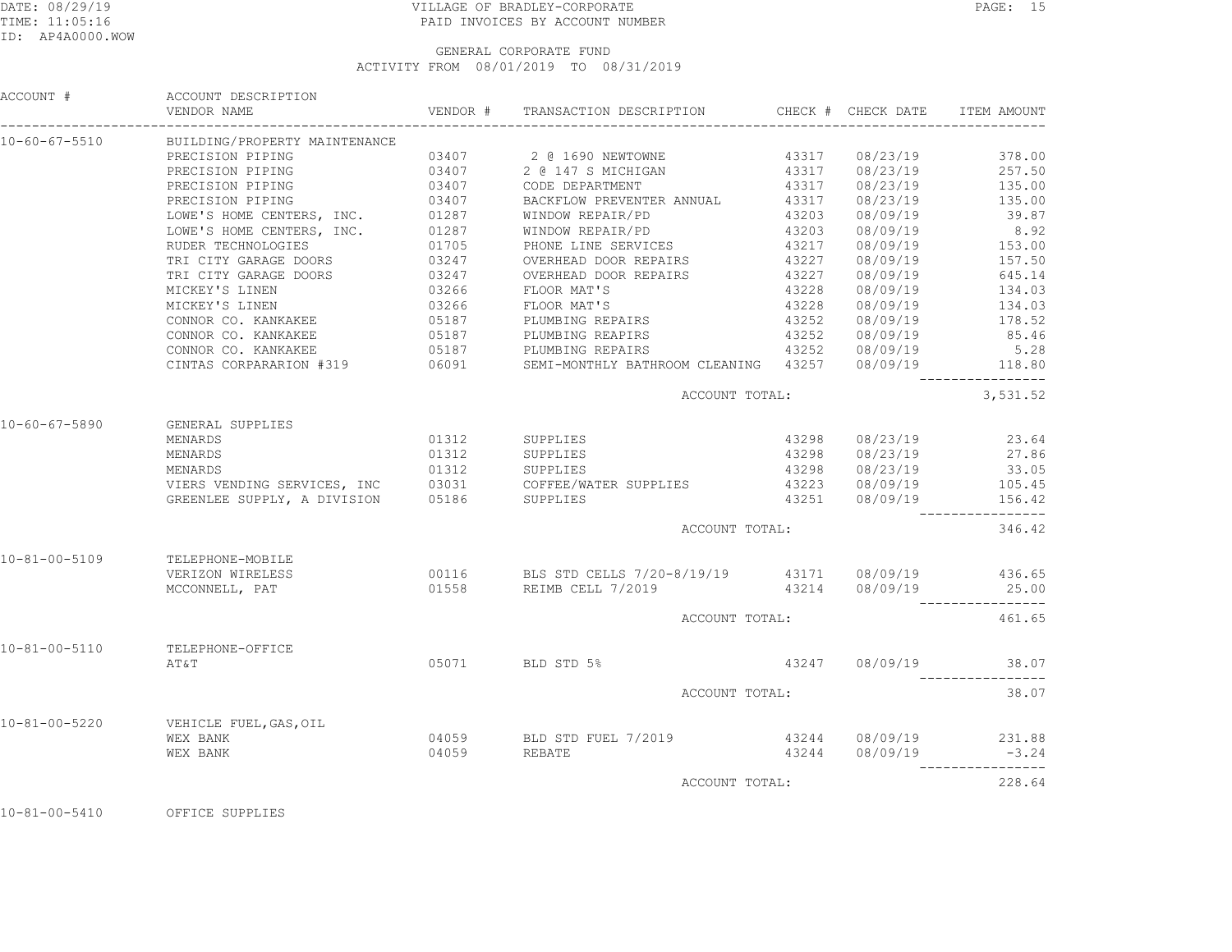VILLAGE OF BRADLEY-CORPORATE
PAID INVOICES BY ACCOUNT NUMBER

GENERAL CORPORATE FUND
ACTIVITY FROM 08/01/2019 TO 08/31/2019

| ACCOUNT # | ACCOUNT DESCRIPTION / VENDOR NAME | VENDOR # | TRANSACTION DESCRIPTION | CHECK # | CHECK DATE | ITEM AMOUNT |
|---|---|---|---|---|---|---|
| 10-60-67-5510 | BUILDING/PROPERTY MAINTENANCE | | | | | |
| | PRECISION PIPING | 03407 | 2 @ 1690 NEWTOWNE | 43317 | 08/23/19 | 378.00 |
| | PRECISION PIPING | 03407 | 2 @ 147 S MICHIGAN | 43317 | 08/23/19 | 257.50 |
| | PRECISION PIPING | 03407 | CODE DEPARTMENT | 43317 | 08/23/19 | 135.00 |
| | PRECISION PIPING | 03407 | BACKFLOW PREVENTER ANNUAL | 43317 | 08/23/19 | 135.00 |
| | LOWE'S HOME CENTERS, INC. | 01287 | WINDOW REPAIR/PD | 43203 | 08/09/19 | 39.87 |
| | LOWE'S HOME CENTERS, INC. | 01287 | WINDOW REPAIR/PD | 43203 | 08/09/19 | 8.92 |
| | RUDER TECHNOLOGIES | 01705 | PHONE LINE SERVICES | 43217 | 08/09/19 | 153.00 |
| | TRI CITY GARAGE DOORS | 03247 | OVERHEAD DOOR REPAIRS | 43227 | 08/09/19 | 157.50 |
| | TRI CITY GARAGE DOORS | 03247 | OVERHEAD DOOR REPAIRS | 43227 | 08/09/19 | 645.14 |
| | MICKEY'S LINEN | 03266 | FLOOR MAT'S | 43228 | 08/09/19 | 134.03 |
| | MICKEY'S LINEN | 03266 | FLOOR MAT'S | 43228 | 08/09/19 | 134.03 |
| | CONNOR CO. KANKAKEE | 05187 | PLUMBING REPAIRS | 43252 | 08/09/19 | 178.52 |
| | CONNOR CO. KANKAKEE | 05187 | PLUMBING REAPIRS | 43252 | 08/09/19 | 85.46 |
| | CONNOR CO. KANKAKEE | 05187 | PLUMBING REPAIRS | 43252 | 08/09/19 | 5.28 |
| | CINTAS CORPARARION #319 | 06091 | SEMI-MONTHLY BATHROOM CLEANING | 43257 | 08/09/19 | 118.80 |
| | | | ACCOUNT TOTAL: | | | 3,531.52 |
| 10-60-67-5890 | GENERAL SUPPLIES | | | | | |
| | MENARDS | 01312 | SUPPLIES | 43298 | 08/23/19 | 23.64 |
| | MENARDS | 01312 | SUPPLIES | 43298 | 08/23/19 | 27.86 |
| | MENARDS | 01312 | SUPPLIES | 43298 | 08/23/19 | 33.05 |
| | VIERS VENDING SERVICES, INC | 03031 | COFFEE/WATER SUPPLIES | 43223 | 08/09/19 | 105.45 |
| | GREENLEE SUPPLY, A DIVISION | 05186 | SUPPLIES | 43251 | 08/09/19 | 156.42 |
| | | | ACCOUNT TOTAL: | | | 346.42 |
| 10-81-00-5109 | TELEPHONE-MOBILE | | | | | |
| | VERIZON WIRELESS | 00116 | BLS STD CELLS 7/20-8/19/19 | 43171 | 08/09/19 | 436.65 |
| | MCCONNELL, PAT | 01558 | REIMB CELL 7/2019 | 43214 | 08/09/19 | 25.00 |
| | | | ACCOUNT TOTAL: | | | 461.65 |
| 10-81-00-5110 | TELEPHONE-OFFICE | | | | | |
| | AT&T | 05071 | BLD STD 5% | 43247 | 08/09/19 | 38.07 |
| | | | ACCOUNT TOTAL: | | | 38.07 |
| 10-81-00-5220 | VEHICLE FUEL,GAS,OIL | | | | | |
| | WEX BANK | 04059 | BLD STD FUEL 7/2019 | 43244 | 08/09/19 | 231.88 |
| | WEX BANK | 04059 | REBATE | 43244 | 08/09/19 | -3.24 |
| | | | ACCOUNT TOTAL: | | | 228.64 |
| 10-81-00-5410 | OFFICE SUPPLIES | | | | | |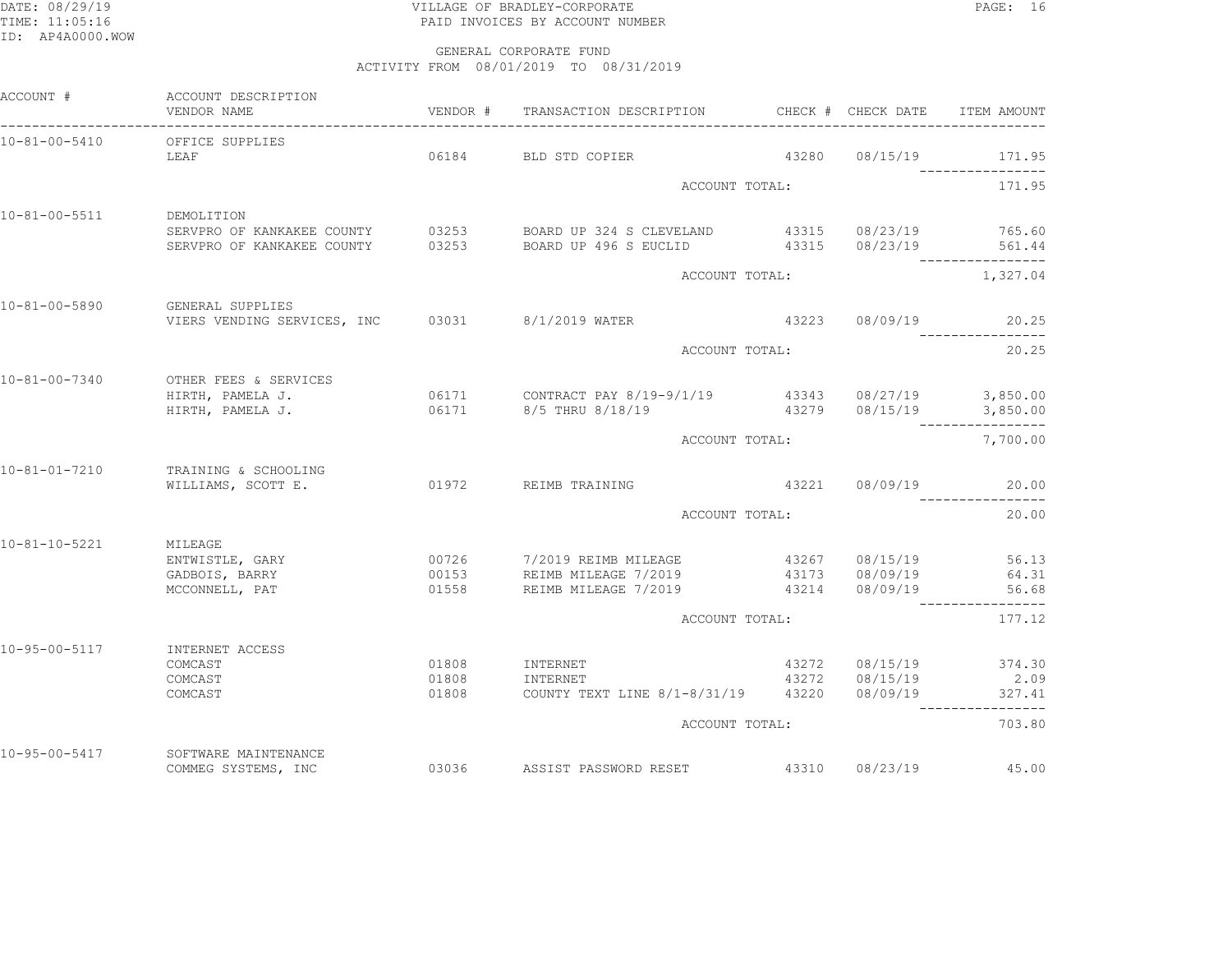VILLAGE OF BRADLEY-CORPORATE
PAID INVOICES BY ACCOUNT NUMBER

DATE: 08/29/19
TIME: 11:05:16
ID: AP4A0000.WOW

GENERAL CORPORATE FUND
ACTIVITY FROM 08/01/2019 TO 08/31/2019

| ACCOUNT # | ACCOUNT DESCRIPTION / VENDOR NAME | VENDOR # | TRANSACTION DESCRIPTION | CHECK # | CHECK DATE | ITEM AMOUNT |
|---|---|---|---|---|---|---|
| 10-81-00-5410 | OFFICE SUPPLIES | | | | | |
| | LEAF | 06184 | BLD STD COPIER | 43280 | 08/15/19 | 171.95 |
| | | | ACCOUNT TOTAL: | | | 171.95 |
| 10-81-00-5511 | DEMOLITION | | | | | |
| | SERVPRO OF KANKAKEE COUNTY | 03253 | BOARD UP 324 S CLEVELAND | 43315 | 08/23/19 | 765.60 |
| | SERVPRO OF KANKAKEE COUNTY | 03253 | BOARD UP 496 S EUCLID | 43315 | 08/23/19 | 561.44 |
| | | | ACCOUNT TOTAL: | | | 1,327.04 |
| 10-81-00-5890 | GENERAL SUPPLIES | | | | | |
| | VIERS VENDING SERVICES, INC | 03031 | 8/1/2019 WATER | 43223 | 08/09/19 | 20.25 |
| | | | ACCOUNT TOTAL: | | | 20.25 |
| 10-81-00-7340 | OTHER FEES & SERVICES | | | | | |
| | HIRTH, PAMELA J. | 06171 | CONTRACT PAY 8/19-9/1/19 | 43343 | 08/27/19 | 3,850.00 |
| | HIRTH, PAMELA J. | 06171 | 8/5 THRU 8/18/19 | 43279 | 08/15/19 | 3,850.00 |
| | | | ACCOUNT TOTAL: | | | 7,700.00 |
| 10-81-01-7210 | TRAINING & SCHOOLING | | | | | |
| | WILLIAMS, SCOTT E. | 01972 | REIMB TRAINING | 43221 | 08/09/19 | 20.00 |
| | | | ACCOUNT TOTAL: | | | 20.00 |
| 10-81-10-5221 | MILEAGE | | | | | |
| | ENTWISTLE, GARY | 00726 | 7/2019 REIMB MILEAGE | 43267 | 08/15/19 | 56.13 |
| | GADBOIS, BARRY | 00153 | REIMB MILEAGE 7/2019 | 43173 | 08/09/19 | 64.31 |
| | MCCONNELL, PAT | 01558 | REIMB MILEAGE 7/2019 | 43214 | 08/09/19 | 56.68 |
| | | | ACCOUNT TOTAL: | | | 177.12 |
| 10-95-00-5117 | INTERNET ACCESS | | | | | |
| | COMCAST | 01808 | INTERNET | 43272 | 08/15/19 | 374.30 |
| | COMCAST | 01808 | INTERNET | 43272 | 08/15/19 | 2.09 |
| | COMCAST | 01808 | COUNTY TEXT LINE 8/1-8/31/19 | 43220 | 08/09/19 | 327.41 |
| | | | ACCOUNT TOTAL: | | | 703.80 |
| 10-95-00-5417 | SOFTWARE MAINTENANCE | | | | | |
| | COMMEG SYSTEMS, INC | 03036 | ASSIST PASSWORD RESET | 43310 | 08/23/19 | 45.00 |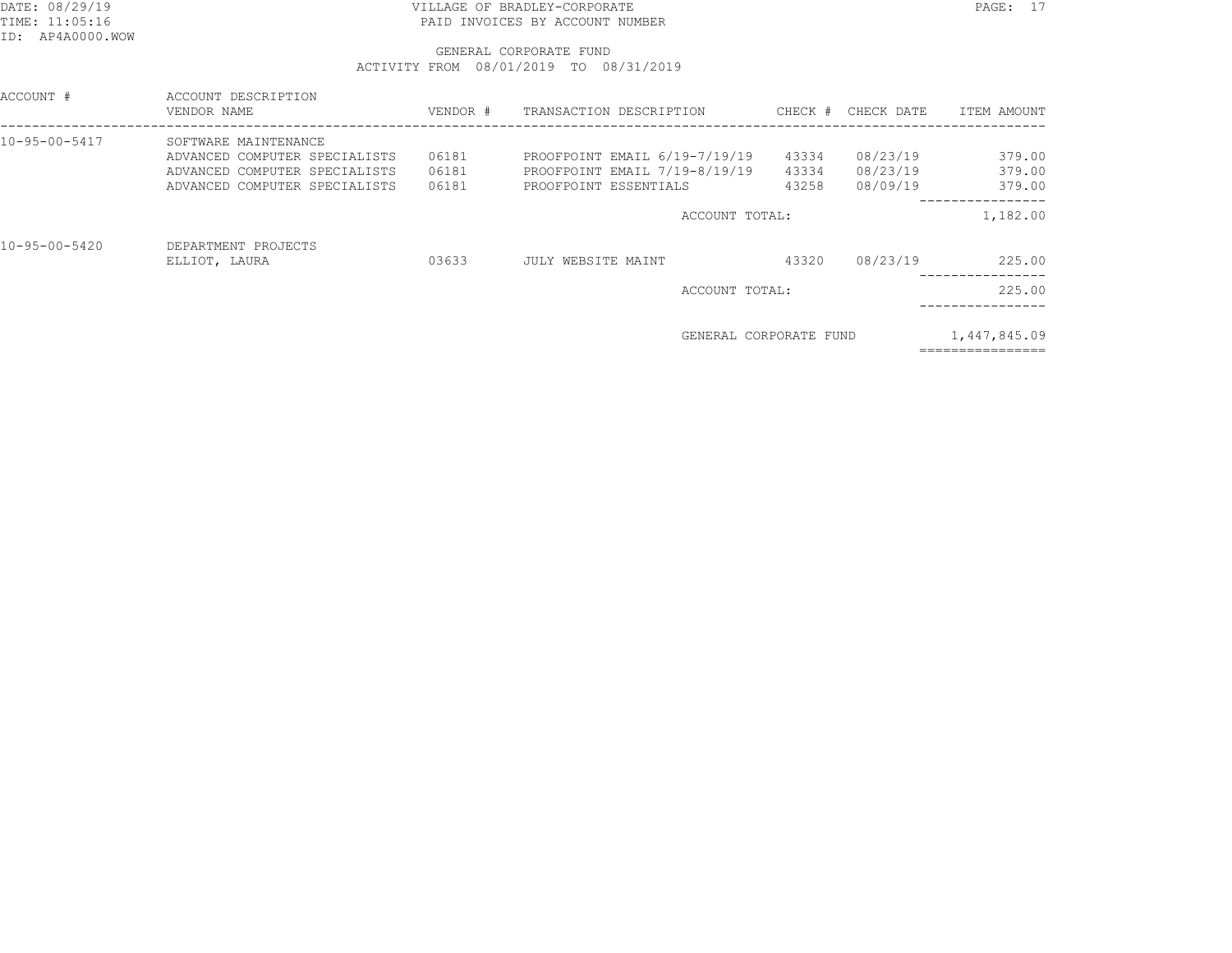VILLAGE OF BRADLEY-CORPORATE
PAID INVOICES BY ACCOUNT NUMBER

GENERAL CORPORATE FUND
ACTIVITY FROM 08/01/2019 TO 08/31/2019

| ACCOUNT # | ACCOUNT DESCRIPTION / VENDOR NAME | VENDOR # | TRANSACTION DESCRIPTION | CHECK # | CHECK DATE | ITEM AMOUNT |
|---|---|---|---|---|---|---|
| 10-95-00-5417 | SOFTWARE MAINTENANCE | | | | | |
| | ADVANCED COMPUTER SPECIALISTS | 06181 | PROOFPOINT EMAIL 6/19-7/19/19 | 43334 | 08/23/19 | 379.00 |
| | ADVANCED COMPUTER SPECIALISTS | 06181 | PROOFPOINT EMAIL 7/19-8/19/19 | 43334 | 08/23/19 | 379.00 |
| | ADVANCED COMPUTER SPECIALISTS | 06181 | PROOFPOINT ESSENTIALS | 43258 | 08/09/19 | 379.00 |
| | | | ACCOUNT TOTAL: | | | 1,182.00 |
| 10-95-00-5420 | DEPARTMENT PROJECTS | | | | | |
| | ELLIOT, LAURA | 03633 | JULY WEBSITE MAINT | 43320 | 08/23/19 | 225.00 |
| | | | ACCOUNT TOTAL: | | | 225.00 |
| | | | GENERAL CORPORATE FUND | | | 1,447,845.09 |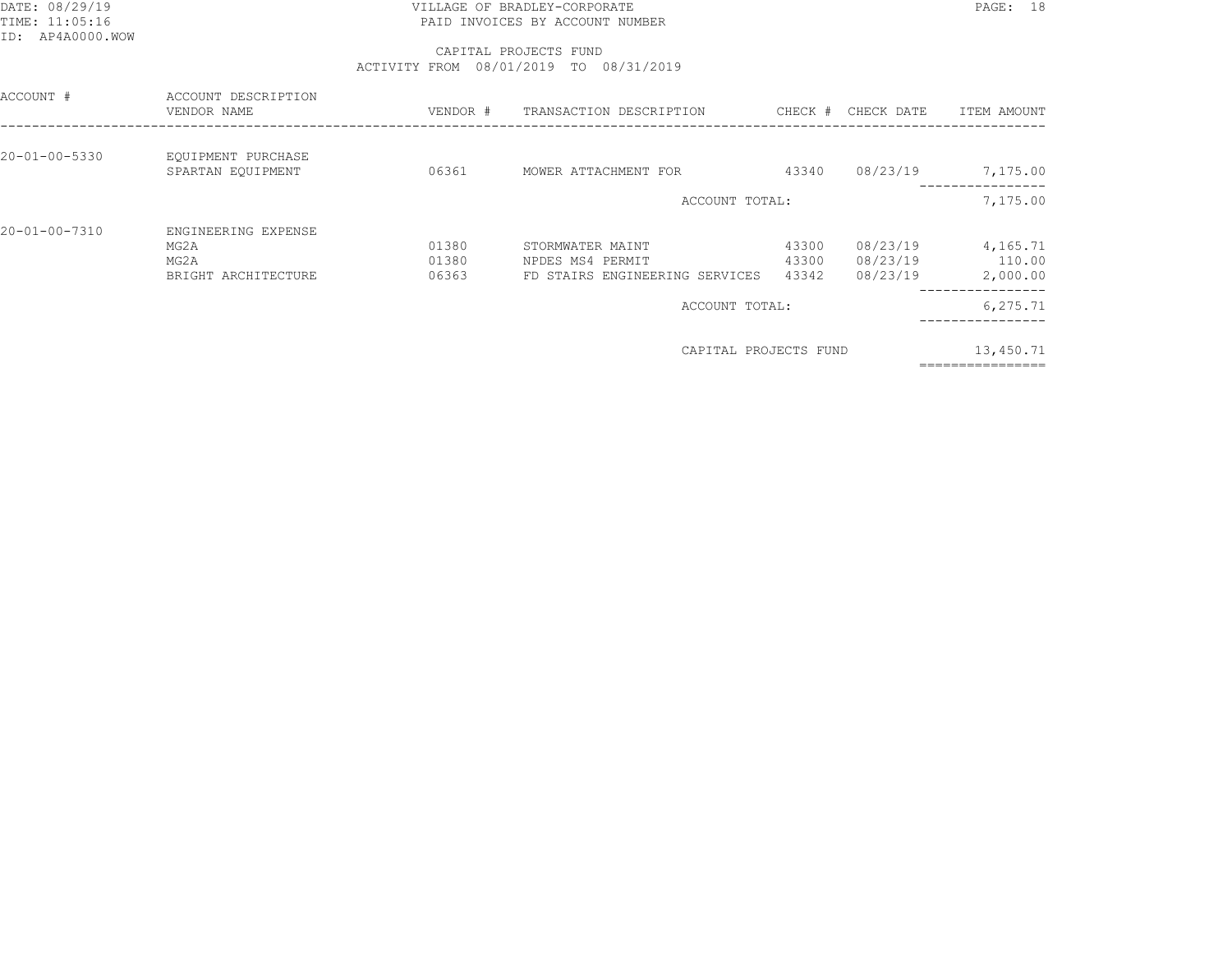DATE: 08/29/19
TIME: 11:05:16
ID: AP4A0000.WOW

VILLAGE OF BRADLEY-CORPORATE
PAID INVOICES BY ACCOUNT NUMBER

CAPITAL PROJECTS FUND
ACTIVITY FROM 08/01/2019 TO 08/31/2019

| ACCOUNT # | ACCOUNT DESCRIPTION / VENDOR NAME | VENDOR # | TRANSACTION DESCRIPTION | CHECK # | CHECK DATE | ITEM AMOUNT |
|---|---|---|---|---|---|---|
| 20-01-00-5330 | EQUIPMENT PURCHASE | | | | | |
| | SPARTAN EQUIPMENT | 06361 | MOWER ATTACHMENT FOR | 43340 | 08/23/19 | 7,175.00 |
| | | | ACCOUNT TOTAL: | | | 7,175.00 |
| 20-01-00-7310 | ENGINEERING EXPENSE | | | | | |
| | MG2A | 01380 | STORMWATER MAINT | 43300 | 08/23/19 | 4,165.71 |
| | MG2A | 01380 | NPDES MS4 PERMIT | 43300 | 08/23/19 | 110.00 |
| | BRIGHT ARCHITECTURE | 06363 | FD STAIRS ENGINEERING SERVICES | 43342 | 08/23/19 | 2,000.00 |
| | | | ACCOUNT TOTAL: | | | 6,275.71 |
| | | | CAPITAL PROJECTS FUND | | | 13,450.71 |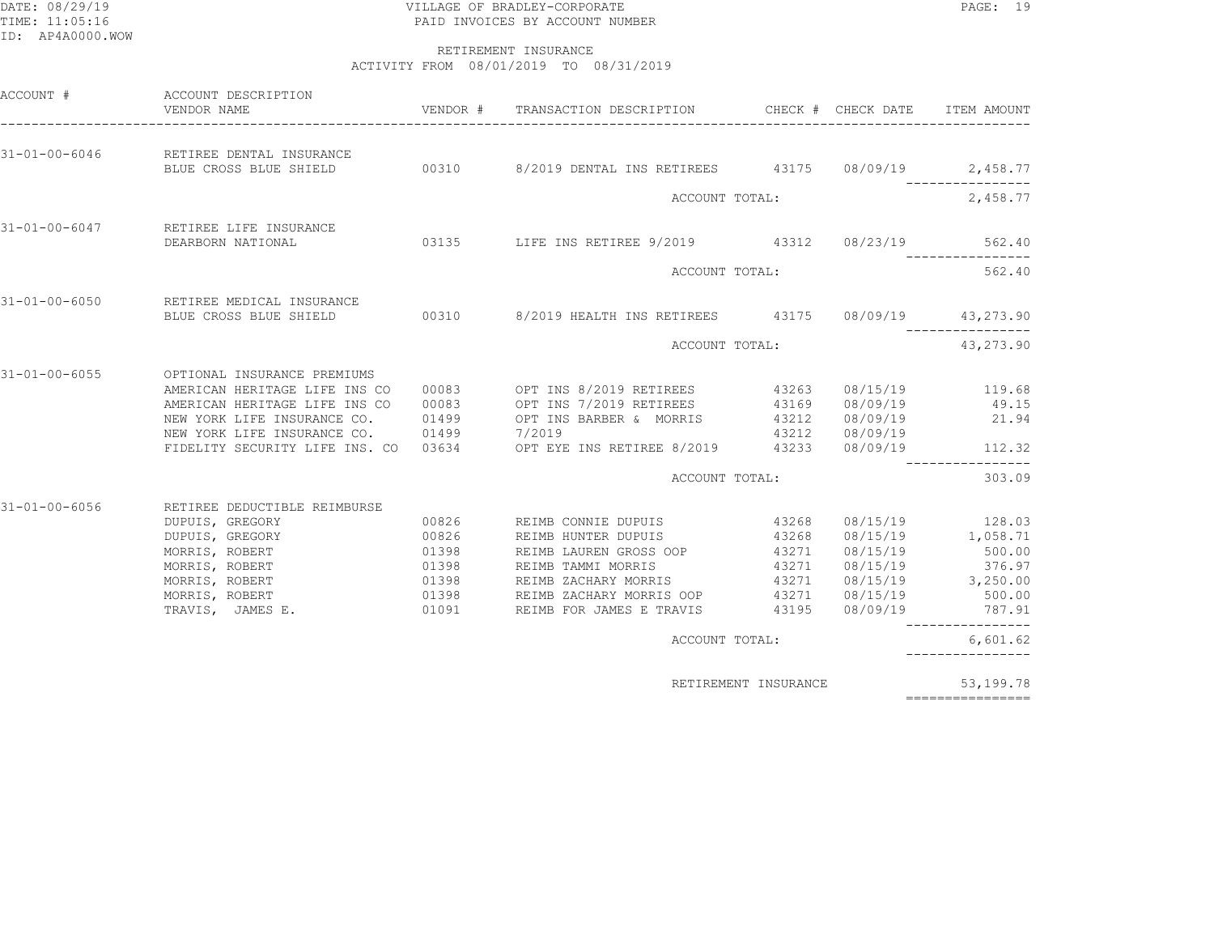VILLAGE OF BRADLEY-CORPORATE
PAID INVOICES BY ACCOUNT NUMBER

DATE: 08/29/19
TIME: 11:05:16
ID: AP4A0000.WOW

RETIREMENT INSURANCE
ACTIVITY FROM 08/01/2019 TO 08/31/2019

| ACCOUNT # | ACCOUNT DESCRIPTION / VENDOR NAME | VENDOR # | TRANSACTION DESCRIPTION | CHECK # | CHECK DATE | ITEM AMOUNT |
|---|---|---|---|---|---|---|
| 31-01-00-6046 | RETIREE DENTAL INSURANCE | | | | | |
| | BLUE CROSS BLUE SHIELD | 00310 | 8/2019 DENTAL INS RETIREES | 43175 | 08/09/19 | 2,458.77 |
| | | | ACCOUNT TOTAL: | | | 2,458.77 |
| 31-01-00-6047 | RETIREE LIFE INSURANCE | | | | | |
| | DEARBORN NATIONAL | 03135 | LIFE INS RETIREE 9/2019 | 43312 | 08/23/19 | 562.40 |
| | | | ACCOUNT TOTAL: | | | 562.40 |
| 31-01-00-6050 | RETIREE MEDICAL INSURANCE | | | | | |
| | BLUE CROSS BLUE SHIELD | 00310 | 8/2019 HEALTH INS RETIREES | 43175 | 08/09/19 | 43,273.90 |
| | | | ACCOUNT TOTAL: | | | 43,273.90 |
| 31-01-00-6055 | OPTIONAL INSURANCE PREMIUMS | | | | | |
| | AMERICAN HERITAGE LIFE INS CO | 00083 | OPT INS 8/2019 RETIREES | 43263 | 08/15/19 | 119.68 |
| | AMERICAN HERITAGE LIFE INS CO | 00083 | OPT INS 7/2019 RETIREES | 43169 | 08/09/19 | 49.15 |
| | NEW YORK LIFE INSURANCE CO. | 01499 | OPT INS BARBER & MORRIS | 43212 | 08/09/19 | 21.94 |
| | NEW YORK LIFE INSURANCE CO. | 01499 | 7/2019 | 43212 | 08/09/19 | |
| | FIDELITY SECURITY LIFE INS. CO | 03634 | OPT EYE INS RETIREE 8/2019 | 43233 | 08/09/19 | 112.32 |
| | | | ACCOUNT TOTAL: | | | 303.09 |
| 31-01-00-6056 | RETIREE DEDUCTIBLE REIMBURSE | | | | | |
| | DUPUIS, GREGORY | 00826 | REIMB CONNIE DUPUIS | 43268 | 08/15/19 | 128.03 |
| | DUPUIS, GREGORY | 00826 | REIMB HUNTER DUPUIS | 43268 | 08/15/19 | 1,058.71 |
| | MORRIS, ROBERT | 01398 | REIMB LAUREN GROSS OOP | 43271 | 08/15/19 | 500.00 |
| | MORRIS, ROBERT | 01398 | REIMB TAMMI MORRIS | 43271 | 08/15/19 | 376.97 |
| | MORRIS, ROBERT | 01398 | REIMB ZACHARY MORRIS | 43271 | 08/15/19 | 3,250.00 |
| | MORRIS, ROBERT | 01398 | REIMB ZACHARY MORRIS OOP | 43271 | 08/15/19 | 500.00 |
| | TRAVIS, JAMES E. | 01091 | REIMB FOR JAMES E TRAVIS | 43195 | 08/09/19 | 787.91 |
| | | | ACCOUNT TOTAL: | | | 6,601.62 |
| | | | RETIREMENT INSURANCE | | | 53,199.78 |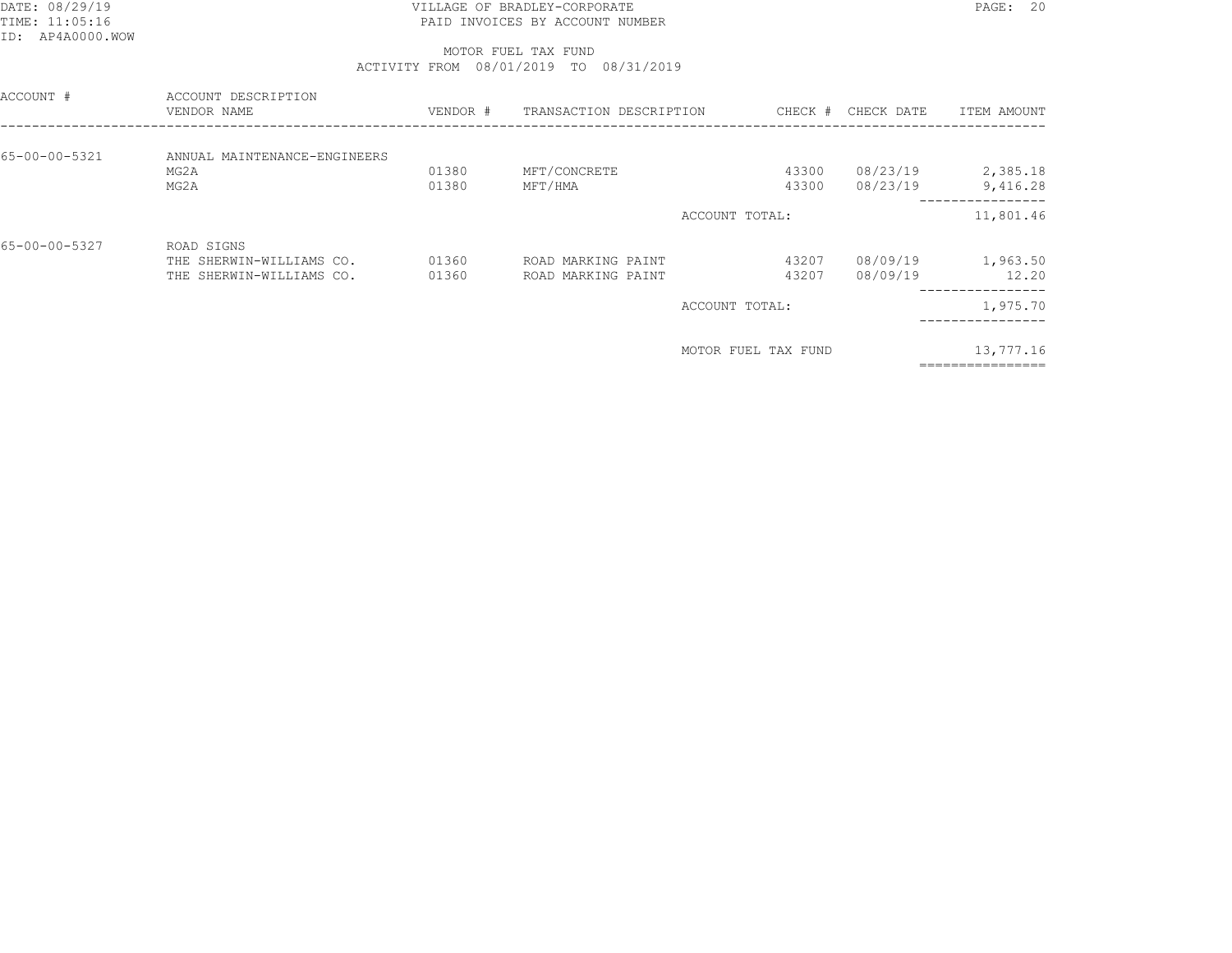DATE: 08/29/19
TIME: 11:05:16
ID: AP4A0000.WOW

VILLAGE OF BRADLEY-CORPORATE
PAID INVOICES BY ACCOUNT NUMBER

MOTOR FUEL TAX FUND
ACTIVITY FROM 08/01/2019 TO 08/31/2019

| ACCOUNT # | ACCOUNT DESCRIPTION / VENDOR NAME | VENDOR # | TRANSACTION DESCRIPTION | CHECK # | CHECK DATE | ITEM AMOUNT |
|---|---|---|---|---|---|---|
| 65-00-00-5321 | ANNUAL MAINTENANCE-ENGINEERS | | | | | |
| | MG2A | 01380 | MFT/CONCRETE | 43300 | 08/23/19 | 2,385.18 |
| | MG2A | 01380 | MFT/HMA | 43300 | 08/23/19 | 9,416.28 |
| | | | ACCOUNT TOTAL: | | | 11,801.46 |
| 65-00-00-5327 | ROAD SIGNS | | | | | |
| | THE SHERWIN-WILLIAMS CO. | 01360 | ROAD MARKING PAINT | 43207 | 08/09/19 | 1,963.50 |
| | THE SHERWIN-WILLIAMS CO. | 01360 | ROAD MARKING PAINT | 43207 | 08/09/19 | 12.20 |
| | | | ACCOUNT TOTAL: | | | 1,975.70 |
| | | | MOTOR FUEL TAX FUND | | | 13,777.16 |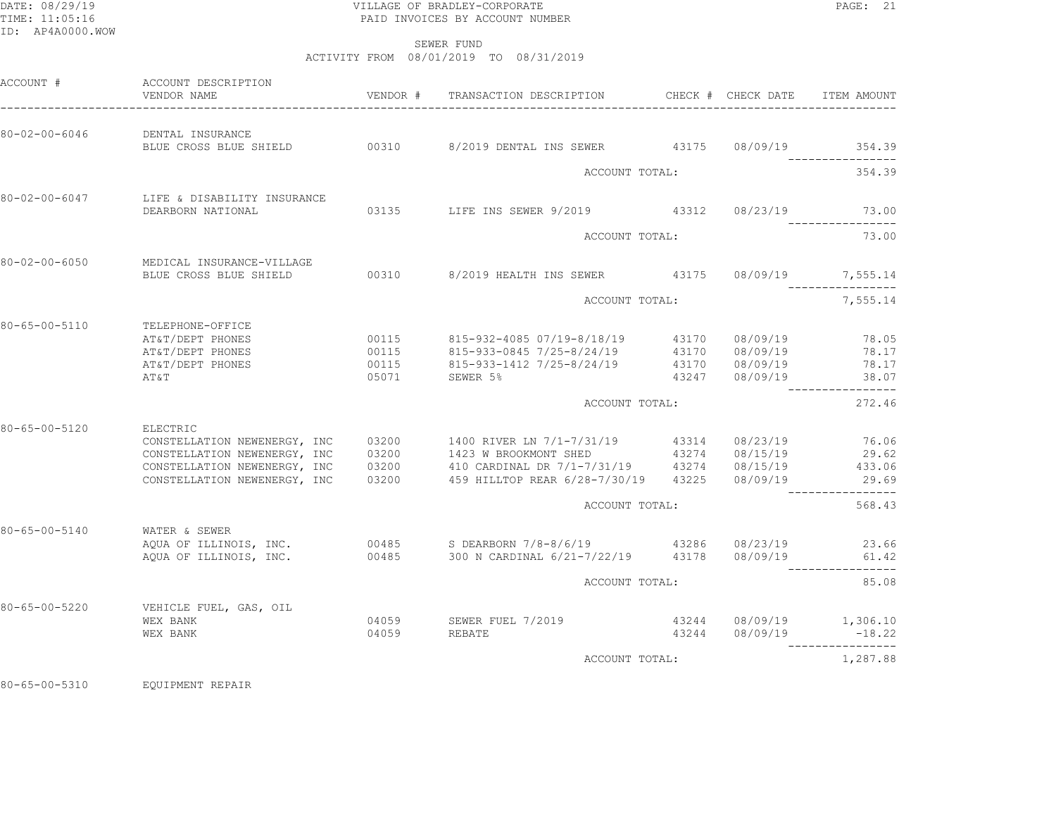VILLAGE OF BRADLEY-CORPORATE
PAID INVOICES BY ACCOUNT NUMBER

SEWER FUND
ACTIVITY FROM 08/01/2019 TO 08/31/2019

| ACCOUNT # | ACCOUNT DESCRIPTION / VENDOR NAME | VENDOR # | TRANSACTION DESCRIPTION | CHECK # | CHECK DATE | ITEM AMOUNT |
|---|---|---|---|---|---|---|
| 80-02-00-6046 | DENTAL INSURANCE | | | | | |
| | BLUE CROSS BLUE SHIELD | 00310 | 8/2019 DENTAL INS SEWER | 43175 | 08/09/19 | 354.39 |
| | | | ACCOUNT TOTAL: | | | 354.39 |
| 80-02-00-6047 | LIFE & DISABILITY INSURANCE | | | | | |
| | DEARBORN NATIONAL | 03135 | LIFE INS SEWER 9/2019 | 43312 | 08/23/19 | 73.00 |
| | | | ACCOUNT TOTAL: | | | 73.00 |
| 80-02-00-6050 | MEDICAL INSURANCE-VILLAGE | | | | | |
| | BLUE CROSS BLUE SHIELD | 00310 | 8/2019 HEALTH INS SEWER | 43175 | 08/09/19 | 7,555.14 |
| | | | ACCOUNT TOTAL: | | | 7,555.14 |
| 80-65-00-5110 | TELEPHONE-OFFICE | | | | | |
| | AT&T/DEPT PHONES | 00115 | 815-932-4085 07/19-8/18/19 | 43170 | 08/09/19 | 78.05 |
| | AT&T/DEPT PHONES | 00115 | 815-933-0845 7/25-8/24/19 | 43170 | 08/09/19 | 78.17 |
| | AT&T/DEPT PHONES | 00115 | 815-933-1412 7/25-8/24/19 | 43170 | 08/09/19 | 78.17 |
| | AT&T | 05071 | SEWER 5% | 43247 | 08/09/19 | 38.07 |
| | | | ACCOUNT TOTAL: | | | 272.46 |
| 80-65-00-5120 | ELECTRIC | | | | | |
| | CONSTELLATION NEWENERGY, INC | 03200 | 1400 RIVER LN 7/1-7/31/19 | 43314 | 08/23/19 | 76.06 |
| | CONSTELLATION NEWENERGY, INC | 03200 | 1423 W BROOKMONT SHED | 43274 | 08/15/19 | 29.62 |
| | CONSTELLATION NEWENERGY, INC | 03200 | 410 CARDINAL DR 7/1-7/31/19 | 43274 | 08/15/19 | 433.06 |
| | CONSTELLATION NEWENERGY, INC | 03200 | 459 HILLTOP REAR 6/28-7/30/19 | 43225 | 08/09/19 | 29.69 |
| | | | ACCOUNT TOTAL: | | | 568.43 |
| 80-65-00-5140 | WATER & SEWER | | | | | |
| | AQUA OF ILLINOIS, INC. | 00485 | S DEARBORN 7/8-8/6/19 | 43286 | 08/23/19 | 23.66 |
| | AQUA OF ILLINOIS, INC. | 00485 | 300 N CARDINAL 6/21-7/22/19 | 43178 | 08/09/19 | 61.42 |
| | | | ACCOUNT TOTAL: | | | 85.08 |
| 80-65-00-5220 | VEHICLE FUEL, GAS, OIL | | | | | |
| | WEX BANK | 04059 | SEWER FUEL 7/2019 | 43244 | 08/09/19 | 1,306.10 |
| | WEX BANK | 04059 | REBATE | 43244 | 08/09/19 | -18.22 |
| | | | ACCOUNT TOTAL: | | | 1,287.88 |
| 80-65-00-5310 | EQUIPMENT REPAIR | | | | | |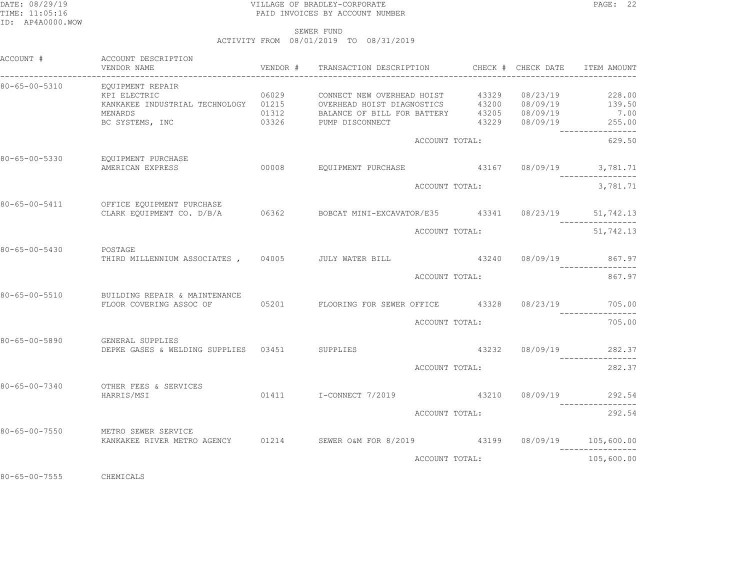VILLAGE OF BRADLEY-CORPORATE
PAID INVOICES BY ACCOUNT NUMBER

SEWER FUND
ACTIVITY FROM 08/01/2019 TO 08/31/2019

| ACCOUNT # | ACCOUNT DESCRIPTION / VENDOR NAME | VENDOR # | TRANSACTION DESCRIPTION | CHECK # | CHECK DATE | ITEM AMOUNT |
|---|---|---|---|---|---|---|
| 80-65-00-5310 | EQUIPMENT REPAIR | | | | | |
| | KPI ELECTRIC | 06029 | CONNECT NEW OVERHEAD HOIST | 43329 | 08/23/19 | 228.00 |
| | KANKAKEE INDUSTRIAL TECHNOLOGY | 01215 | OVERHEAD HOIST DIAGNOSTICS | 43200 | 08/09/19 | 139.50 |
| | MENARDS | 01312 | BALANCE OF BILL FOR BATTERY | 43205 | 08/09/19 | 7.00 |
| | BC SYSTEMS, INC | 03326 | PUMP DISCONNECT | 43229 | 08/09/19 | 255.00 |
| | | | ACCOUNT TOTAL: | | | 629.50 |
| 80-65-00-5330 | EQUIPMENT PURCHASE | | | | | |
| | AMERICAN EXPRESS | 00008 | EQUIPMENT PURCHASE | 43167 | 08/09/19 | 3,781.71 |
| | | | ACCOUNT TOTAL: | | | 3,781.71 |
| 80-65-00-5411 | OFFICE EQUIPMENT PURCHASE | | | | | |
| | CLARK EQUIPMENT CO. D/B/A | 06362 | BOBCAT MINI-EXCAVATOR/E35 | 43341 | 08/23/19 | 51,742.13 |
| | | | ACCOUNT TOTAL: | | | 51,742.13 |
| 80-65-00-5430 | POSTAGE | | | | | |
| | THIRD MILLENNIUM ASSOCIATES , | 04005 | JULY WATER BILL | 43240 | 08/09/19 | 867.97 |
| | | | ACCOUNT TOTAL: | | | 867.97 |
| 80-65-00-5510 | BUILDING REPAIR & MAINTENANCE | | | | | |
| | FLOOR COVERING ASSOC OF | 05201 | FLOORING FOR SEWER OFFICE | 43328 | 08/23/19 | 705.00 |
| | | | ACCOUNT TOTAL: | | | 705.00 |
| 80-65-00-5890 | GENERAL SUPPLIES | | | | | |
| | DEPKE GASES & WELDING SUPPLIES | 03451 | SUPPLIES | 43232 | 08/09/19 | 282.37 |
| | | | ACCOUNT TOTAL: | | | 282.37 |
| 80-65-00-7340 | OTHER FEES & SERVICES | | | | | |
| | HARRIS/MSI | 01411 | I-CONNECT 7/2019 | 43210 | 08/09/19 | 292.54 |
| | | | ACCOUNT TOTAL: | | | 292.54 |
| 80-65-00-7550 | METRO SEWER SERVICE | | | | | |
| | KANKAKEE RIVER METRO AGENCY | 01214 | SEWER O&M FOR 8/2019 | 43199 | 08/09/19 | 105,600.00 |
| | | | ACCOUNT TOTAL: | | | 105,600.00 |
| 80-65-00-7555 | CHEMICALS | | | | | |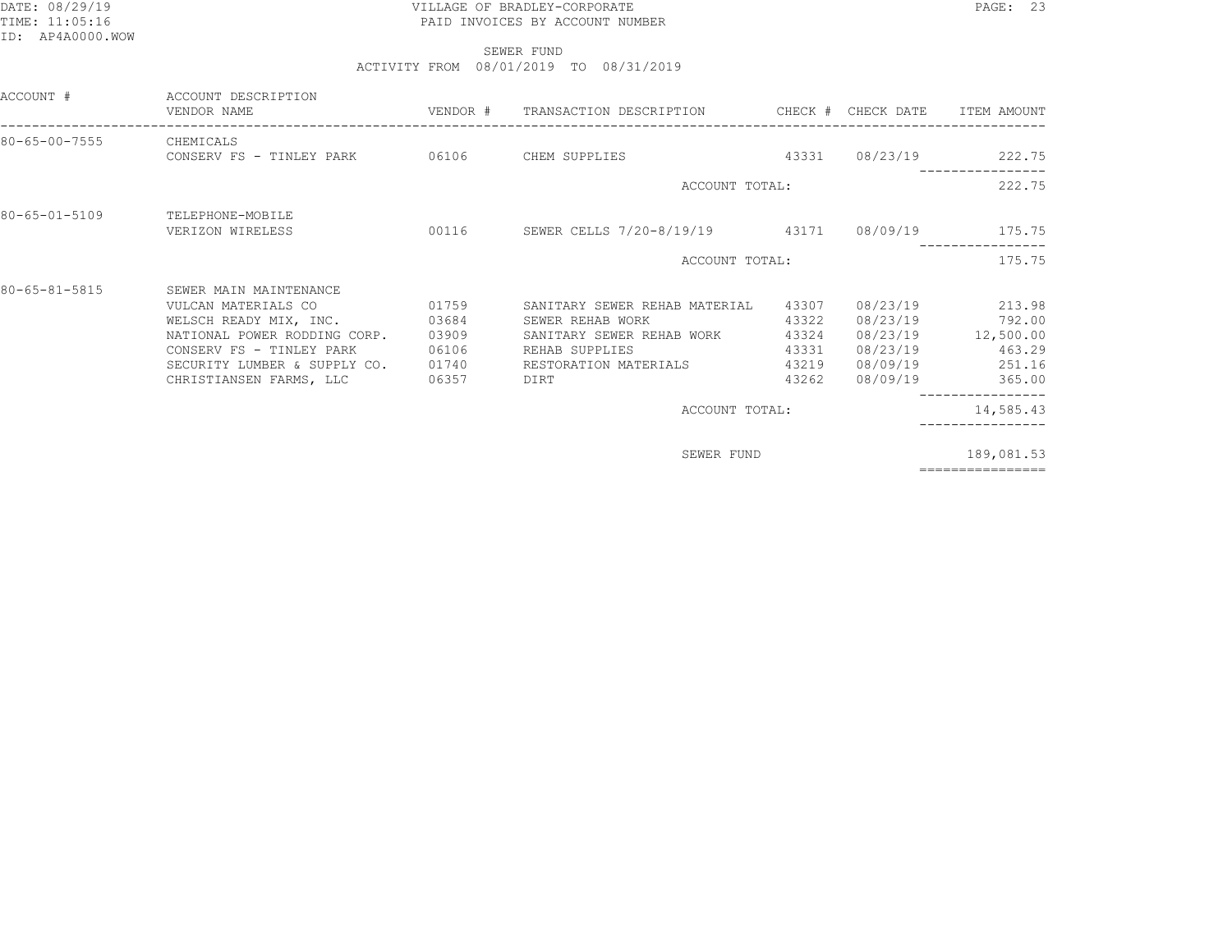# VILLAGE OF BRADLEY-CORPORATE

PAID INVOICES BY ACCOUNT NUMBER

DATE: 08/29/19
TIME: 11:05:16
ID: AP4A0000.WOW

## SEWER FUND

ACTIVITY FROM 08/01/2019 TO 08/31/2019

| ACCOUNT # | ACCOUNT DESCRIPTION / VENDOR NAME | VENDOR # | TRANSACTION DESCRIPTION | CHECK # | CHECK DATE | ITEM AMOUNT |
|---|---|---|---|---|---|---|
| 80-65-00-7555 | CHEMICALS | | | | | |
| | CONSERV FS - TINLEY PARK | 06106 | CHEM SUPPLIES | 43331 | 08/23/19 | 222.75 |
| | | | ACCOUNT TOTAL: | | | 222.75 |
| 80-65-01-5109 | TELEPHONE-MOBILE | | | | | |
| | VERIZON WIRELESS | 00116 | SEWER CELLS 7/20-8/19/19 | 43171 | 08/09/19 | 175.75 |
| | | | ACCOUNT TOTAL: | | | 175.75 |
| 80-65-81-5815 | SEWER MAIN MAINTENANCE | | | | | |
| | VULCAN MATERIALS CO | 01759 | SANITARY SEWER REHAB MATERIAL | 43307 | 08/23/19 | 213.98 |
| | WELSCH READY MIX, INC. | 03684 | SEWER REHAB WORK | 43322 | 08/23/19 | 792.00 |
| | NATIONAL POWER RODDING CORP. | 03909 | SANITARY SEWER REHAB WORK | 43324 | 08/23/19 | 12,500.00 |
| | CONSERV FS - TINLEY PARK | 06106 | REHAB SUPPLIES | 43331 | 08/23/19 | 463.29 |
| | SECURITY LUMBER & SUPPLY CO. | 01740 | RESTORATION MATERIALS | 43219 | 08/09/19 | 251.16 |
| | CHRISTIANSEN FARMS, LLC | 06357 | DIRT | 43262 | 08/09/19 | 365.00 |
| | | | ACCOUNT TOTAL: | | | 14,585.43 |
| | | | SEWER FUND | | | 189,081.53 |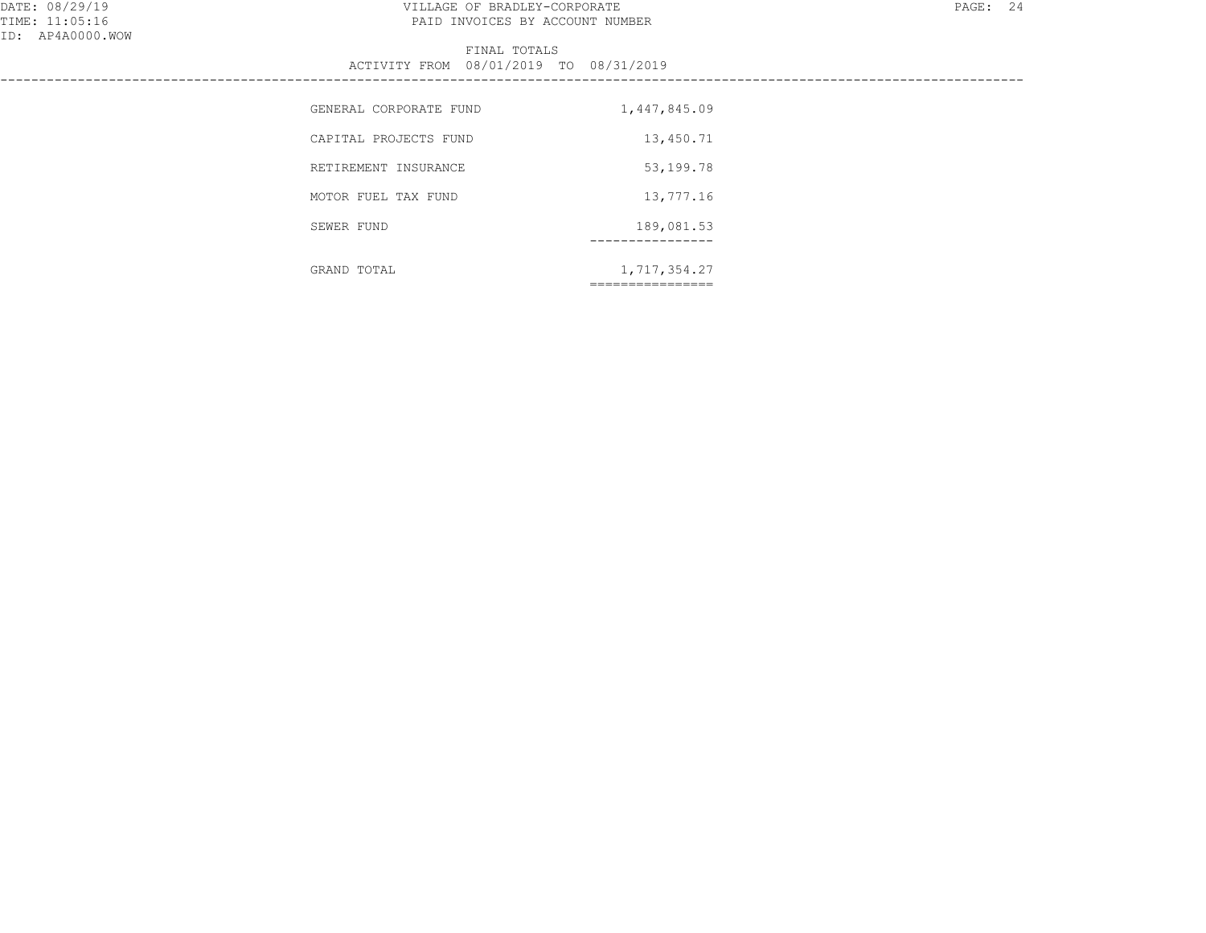FINAL TOTALS

ACTIVITY FROM 08/01/2019 TO 08/31/2019

| | |
|---|---|
| GENERAL CORPORATE FUND | 1,447,845.09 |
| CAPITAL PROJECTS FUND | 13,450.71 |
| RETIREMENT INSURANCE | 53,199.78 |
| MOTOR FUEL TAX FUND | 13,777.16 |
| SEWER FUND | 189,081.53 |
| GRAND TOTAL | 1,717,354.27 |